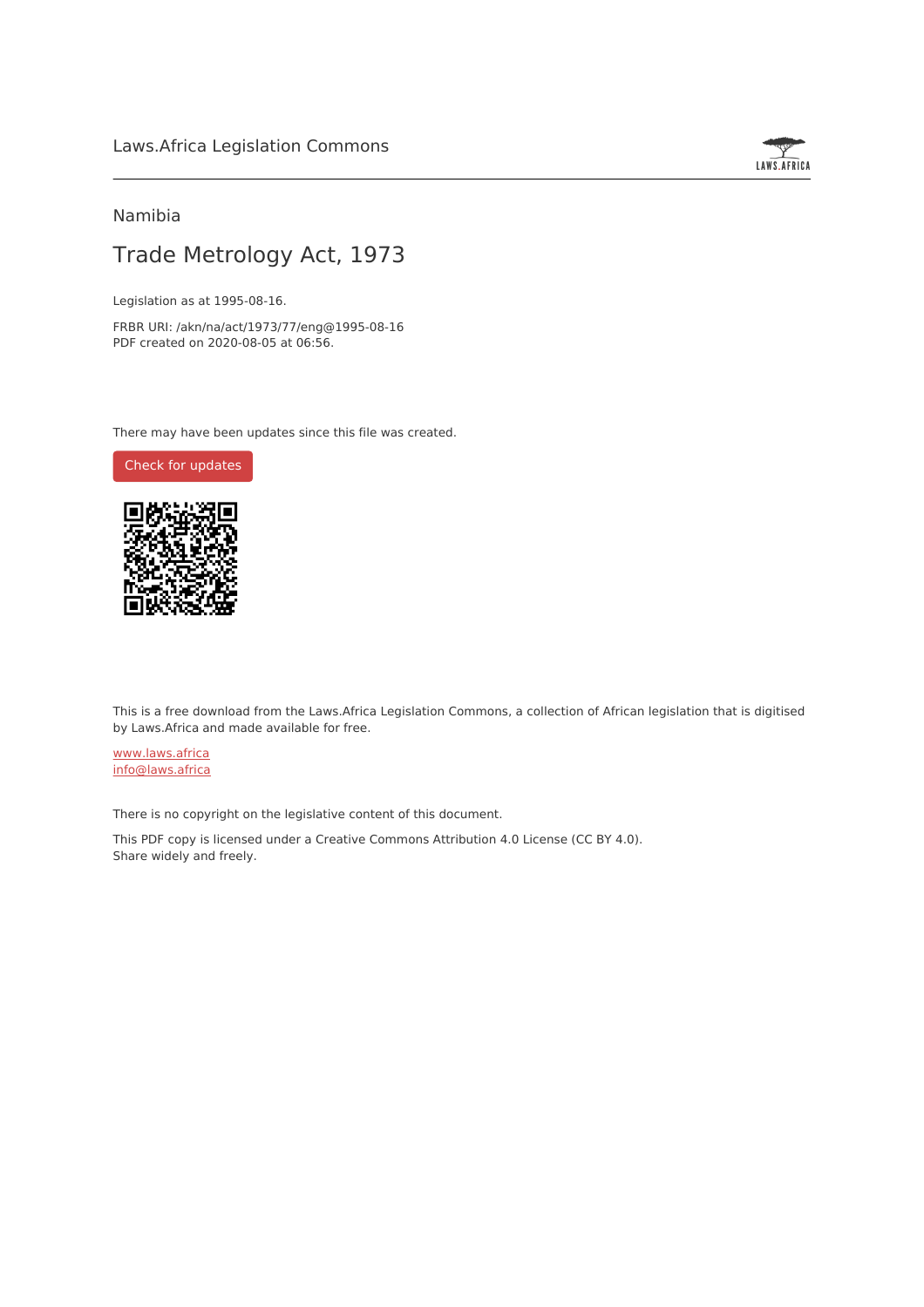Laws.Africa Legislation Commons

Namibia

# Trade Metrology Act, 1973

Legislation as at 1995-08-16.

FRBR URI: /akn/na/act/1973/77/eng@1995-08-16
PDF created on 2020-08-05 at 06:56.

There may have been updates since this file was created.

Check for updates

This is a free download from the Laws.Africa Legislation Commons, a collection of African legislation that is digitised by Laws.Africa and made available for free.

www.laws.africa
info@laws.africa

There is no copyright on the legislative content of this document.

This PDF copy is licensed under a Creative Commons Attribution 4.0 License (CC BY 4.0).
Share widely and freely.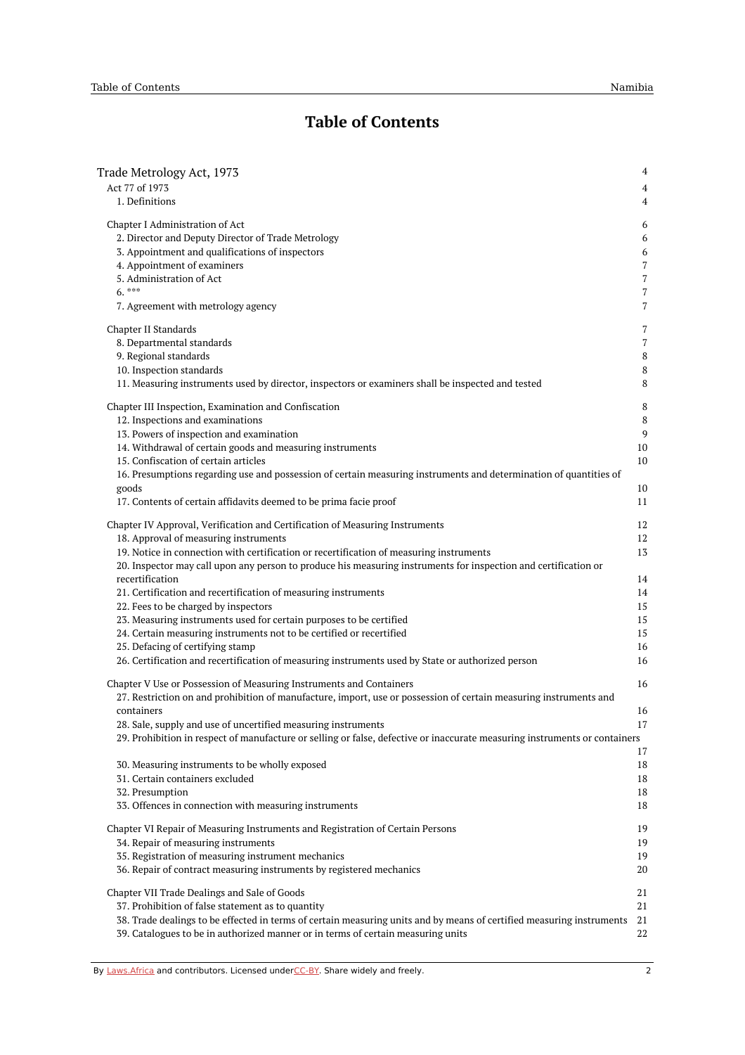# Table of Contents

| | |
|---|---|
| Trade Metrology Act, 1973 | 4 |
| Act 77 of 1973 | 4 |
| 1. Definitions | 4 |
| Chapter I Administration of Act | 6 |
| 2. Director and Deputy Director of Trade Metrology | 6 |
| 3. Appointment and qualifications of inspectors | 6 |
| 4. Appointment of examiners | 7 |
| 5. Administration of Act | 7 |
| 6. *** | 7 |
| 7. Agreement with metrology agency | 7 |
| Chapter II Standards | 7 |
| 8. Departmental standards | 7 |
| 9. Regional standards | 8 |
| 10. Inspection standards | 8 |
| 11. Measuring instruments used by director, inspectors or examiners shall be inspected and tested | 8 |
| Chapter III Inspection, Examination and Confiscation | 8 |
| 12. Inspections and examinations | 8 |
| 13. Powers of inspection and examination | 9 |
| 14. Withdrawal of certain goods and measuring instruments | 10 |
| 15. Confiscation of certain articles | 10 |
| 16. Presumptions regarding use and possession of certain measuring instruments and determination of quantities of goods | 10 |
| 17. Contents of certain affidavits deemed to be prima facie proof | 11 |
| Chapter IV Approval, Verification and Certification of Measuring Instruments | 12 |
| 18. Approval of measuring instruments | 12 |
| 19. Notice in connection with certification or recertification of measuring instruments | 13 |
| 20. Inspector may call upon any person to produce his measuring instruments for inspection and certification or recertification | 14 |
| 21. Certification and recertification of measuring instruments | 14 |
| 22. Fees to be charged by inspectors | 15 |
| 23. Measuring instruments used for certain purposes to be certified | 15 |
| 24. Certain measuring instruments not to be certified or recertified | 15 |
| 25. Defacing of certifying stamp | 16 |
| 26. Certification and recertification of measuring instruments used by State or authorized person | 16 |
| Chapter V Use or Possession of Measuring Instruments and Containers | 16 |
| 27. Restriction on and prohibition of manufacture, import, use or possession of certain measuring instruments and containers | 16 |
| 28. Sale, supply and use of uncertified measuring instruments | 17 |
| 29. Prohibition in respect of manufacture or selling or false, defective or inaccurate measuring instruments or containers | 17 |
| 30. Measuring instruments to be wholly exposed | 18 |
| 31. Certain containers excluded | 18 |
| 32. Presumption | 18 |
| 33. Offences in connection with measuring instruments | 18 |
| Chapter VI Repair of Measuring Instruments and Registration of Certain Persons | 19 |
| 34. Repair of measuring instruments | 19 |
| 35. Registration of measuring instrument mechanics | 19 |
| 36. Repair of contract measuring instruments by registered mechanics | 20 |
| Chapter VII Trade Dealings and Sale of Goods | 21 |
| 37. Prohibition of false statement as to quantity | 21 |
| 38. Trade dealings to be effected in terms of certain measuring units and by means of certified measuring instruments | 21 |
| 39. Catalogues to be in authorized manner or in terms of certain measuring units | 22 |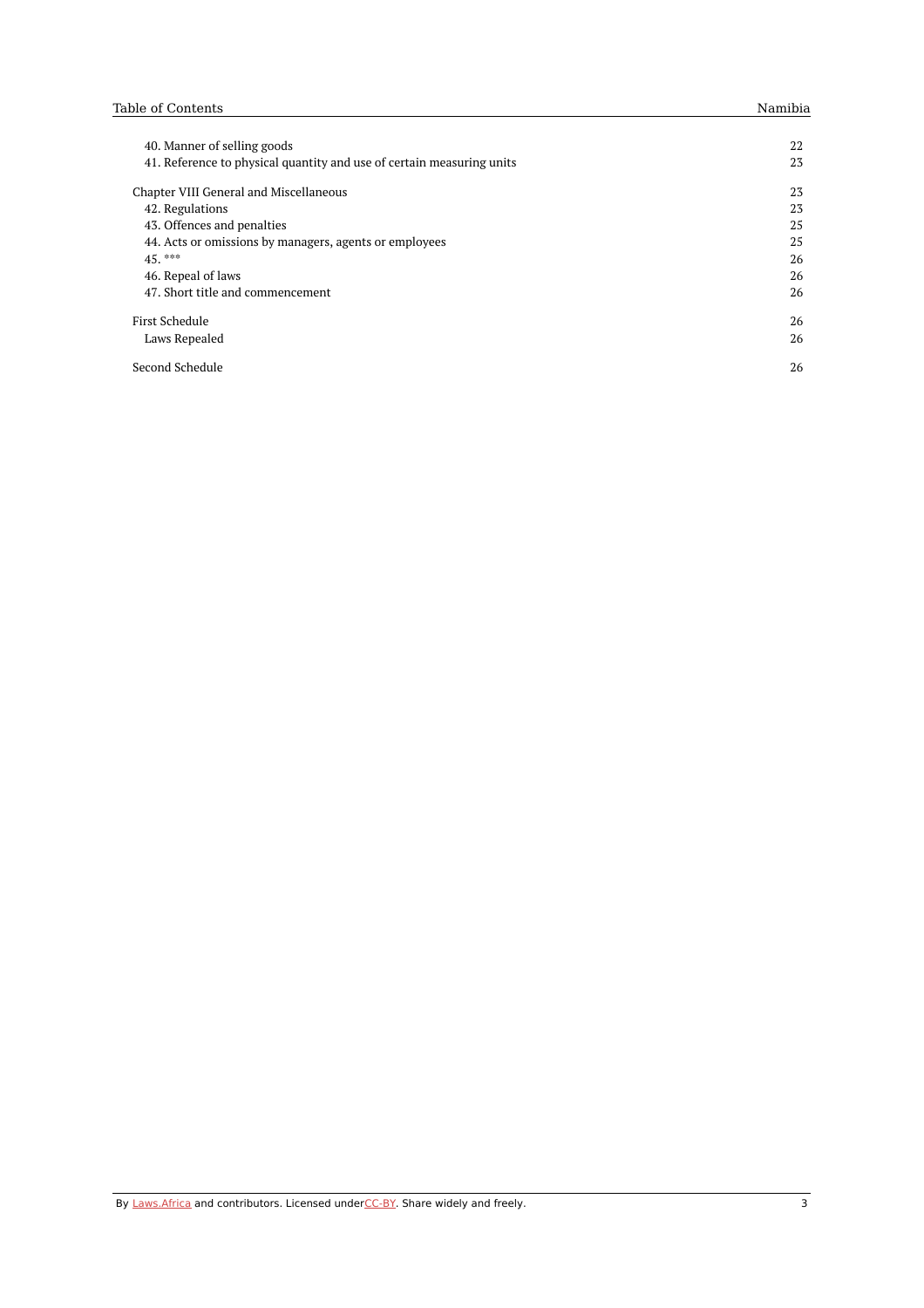| | |
|---|---|
| 40. Manner of selling goods | 22 |
| 41. Reference to physical quantity and use of certain measuring units | 23 |
| Chapter VIII General and Miscellaneous | 23 |
| 42. Regulations | 23 |
| 43. Offences and penalties | 25 |
| 44. Acts or omissions by managers, agents or employees | 25 |
| 45. *** | 26 |
| 46. Repeal of laws | 26 |
| 47. Short title and commencement | 26 |
| First Schedule | 26 |
| Laws Repealed | 26 |
| Second Schedule | 26 |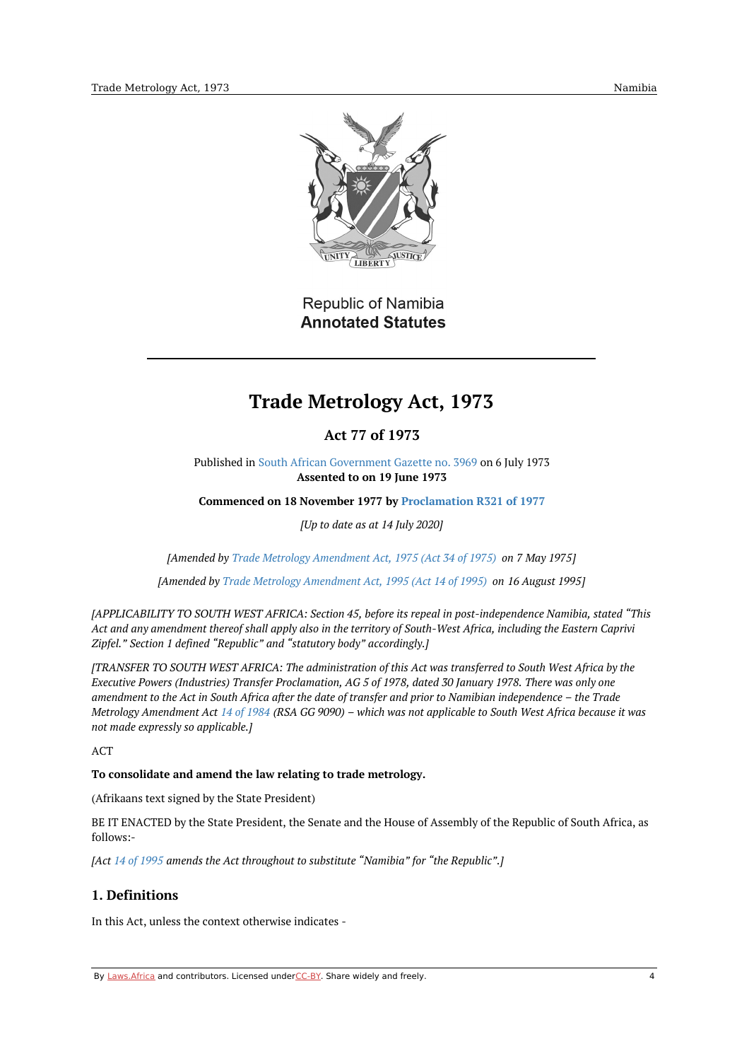Republic of Namibia
**Annotated Statutes**

# Trade Metrology Act, 1973

## Act 77 of 1973

Published in South African Government Gazette no. 3969 on 6 July 1973
**Assented to on 19 June 1973**

**Commenced on 18 November 1977 by Proclamation R321 of 1977**

*[Up to date as at 14 July 2020]*

*[Amended by Trade Metrology Amendment Act, 1975 (Act 34 of 1975) on 7 May 1975]*

*[Amended by Trade Metrology Amendment Act, 1995 (Act 14 of 1995) on 16 August 1995]*

*[APPLICABILITY TO SOUTH WEST AFRICA: Section 45, before its repeal in post-independence Namibia, stated "This Act and any amendment thereof shall apply also in the territory of South-West Africa, including the Eastern Caprivi Zipfel." Section 1 defined "Republic" and "statutory body" accordingly.]*

*[TRANSFER TO SOUTH WEST AFRICA: The administration of this Act was transferred to South West Africa by the Executive Powers (Industries) Transfer Proclamation, AG 5 of 1978, dated 30 January 1978. There was only one amendment to the Act in South Africa after the date of transfer and prior to Namibian independence – the Trade Metrology Amendment Act 14 of 1984 (RSA GG 9090) – which was not applicable to South West Africa because it was not made expressly so applicable.]*

ACT

**To consolidate and amend the law relating to trade metrology.**

(Afrikaans text signed by the State President)

BE IT ENACTED by the State President, the Senate and the House of Assembly of the Republic of South Africa, as follows:-

*[Act 14 of 1995 amends the Act throughout to substitute "Namibia" for "the Republic".]*

## 1. Definitions

In this Act, unless the context otherwise indicates -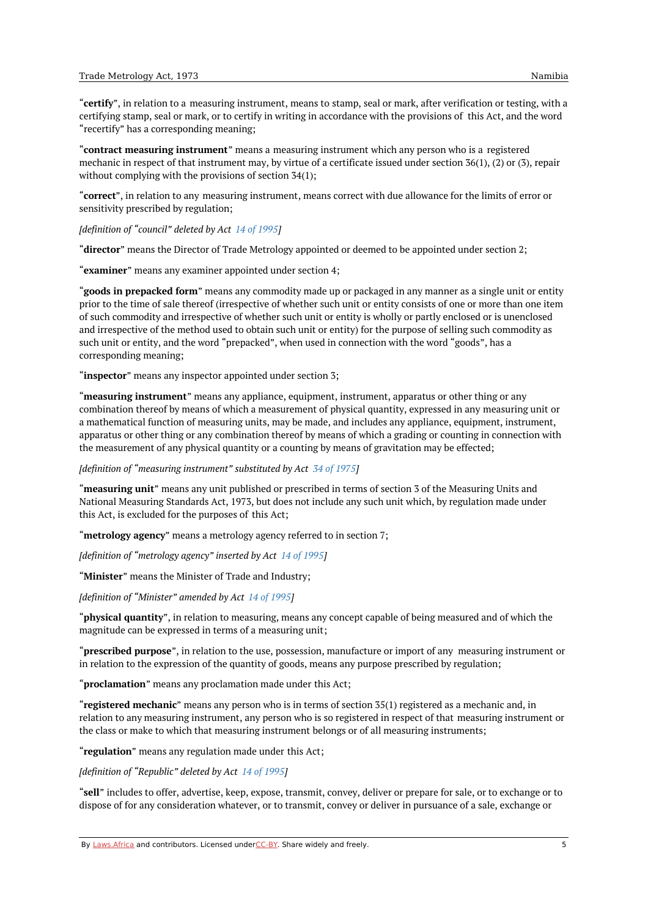"**certify**", in relation to a measuring instrument, means to stamp, seal or mark, after verification or testing, with a certifying stamp, seal or mark, or to certify in writing in accordance with the provisions of this Act, and the word "recertify" has a corresponding meaning;

"**contract measuring instrument**" means a measuring instrument which any person who is a registered mechanic in respect of that instrument may, by virtue of a certificate issued under section 36(1), (2) or (3), repair without complying with the provisions of section 34(1);

"**correct**", in relation to any measuring instrument, means correct with due allowance for the limits of error or sensitivity prescribed by regulation;

*[definition of "council" deleted by Act 14 of 1995]*

"**director**" means the Director of Trade Metrology appointed or deemed to be appointed under section 2;

"**examiner**" means any examiner appointed under section 4;

"**goods in prepacked form**" means any commodity made up or packaged in any manner as a single unit or entity prior to the time of sale thereof (irrespective of whether such unit or entity consists of one or more than one item of such commodity and irrespective of whether such unit or entity is wholly or partly enclosed or is unenclosed and irrespective of the method used to obtain such unit or entity) for the purpose of selling such commodity as such unit or entity, and the word "prepacked", when used in connection with the word "goods", has a corresponding meaning;

"**inspector**" means any inspector appointed under section 3;

"**measuring instrument**" means any appliance, equipment, instrument, apparatus or other thing or any combination thereof by means of which a measurement of physical quantity, expressed in any measuring unit or a mathematical function of measuring units, may be made, and includes any appliance, equipment, instrument, apparatus or other thing or any combination thereof by means of which a grading or counting in connection with the measurement of any physical quantity or a counting by means of gravitation may be effected;

*[definition of "measuring instrument" substituted by Act 34 of 1975]*

"**measuring unit**" means any unit published or prescribed in terms of section 3 of the Measuring Units and National Measuring Standards Act, 1973, but does not include any such unit which, by regulation made under this Act, is excluded for the purposes of this Act;

"**metrology agency**" means a metrology agency referred to in section 7;

*[definition of "metrology agency" inserted by Act 14 of 1995]*

"**Minister**" means the Minister of Trade and Industry;

*[definition of "Minister" amended by Act 14 of 1995]*

"**physical quantity**", in relation to measuring, means any concept capable of being measured and of which the magnitude can be expressed in terms of a measuring unit;

"**prescribed purpose**", in relation to the use, possession, manufacture or import of any measuring instrument or in relation to the expression of the quantity of goods, means any purpose prescribed by regulation;

"**proclamation**" means any proclamation made under this Act;

"**registered mechanic**" means any person who is in terms of section 35(1) registered as a mechanic and, in relation to any measuring instrument, any person who is so registered in respect of that measuring instrument or the class or make to which that measuring instrument belongs or of all measuring instruments;

"**regulation**" means any regulation made under this Act;

*[definition of "Republic" deleted by Act 14 of 1995]*

"**sell**" includes to offer, advertise, keep, expose, transmit, convey, deliver or prepare for sale, or to exchange or to dispose of for any consideration whatever, or to transmit, convey or deliver in pursuance of a sale, exchange or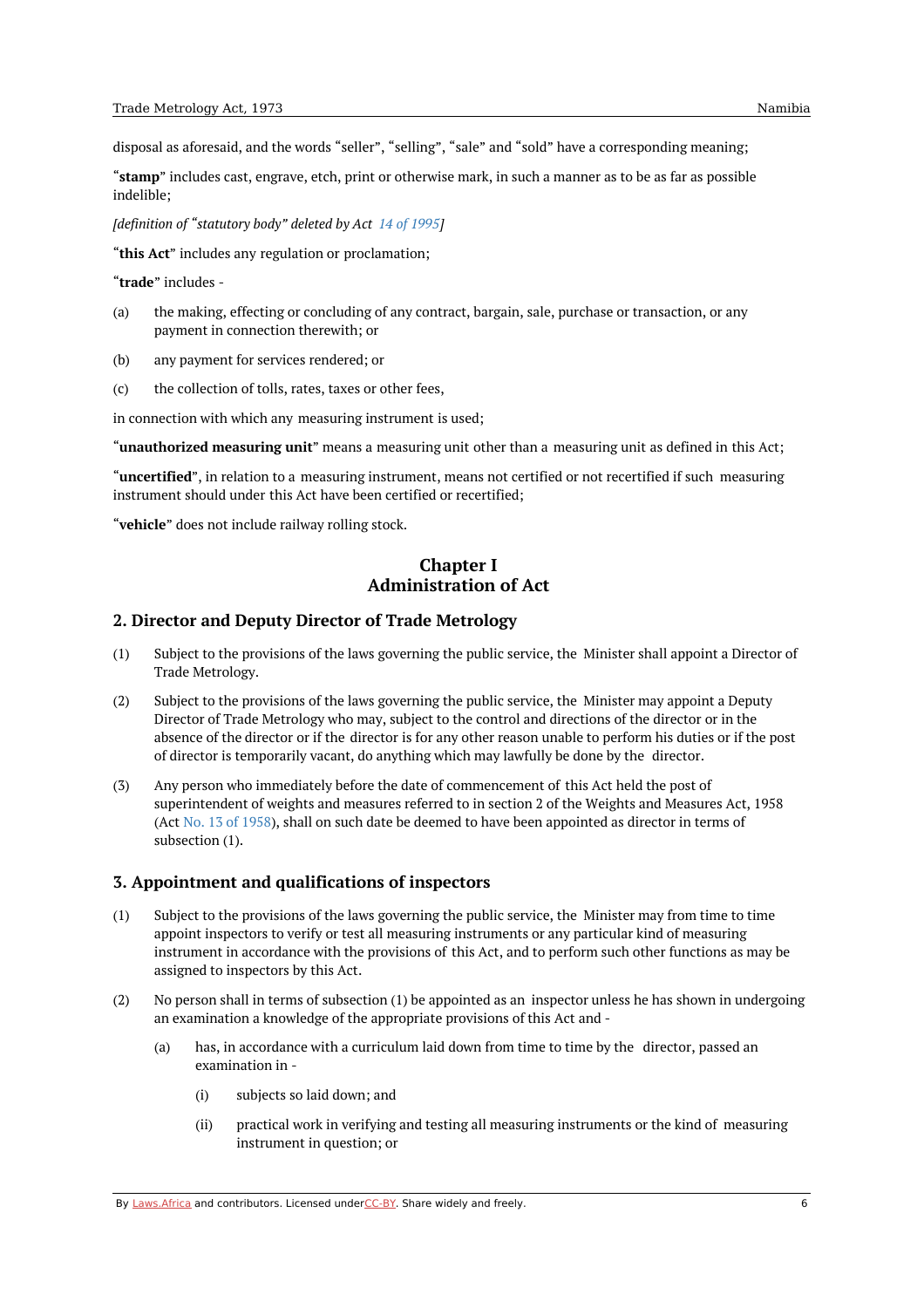disposal as aforesaid, and the words "seller", "selling", "sale" and "sold" have a corresponding meaning;

"**stamp**" includes cast, engrave, etch, print or otherwise mark, in such a manner as to be as far as possible indelible;

*[definition of "statutory body" deleted by Act 14 of 1995]*

"**this Act**" includes any regulation or proclamation;

"**trade**" includes -

(a) the making, effecting or concluding of any contract, bargain, sale, purchase or transaction, or any payment in connection therewith; or

(b) any payment for services rendered; or

(c) the collection of tolls, rates, taxes or other fees,

in connection with which any measuring instrument is used;

"**unauthorized measuring unit**" means a measuring unit other than a measuring unit as defined in this Act;

"**uncertified**", in relation to a measuring instrument, means not certified or not recertified if such measuring instrument should under this Act have been certified or recertified;

"**vehicle**" does not include railway rolling stock.

## Chapter I
## Administration of Act

### 2. Director and Deputy Director of Trade Metrology

(1) Subject to the provisions of the laws governing the public service, the Minister shall appoint a Director of Trade Metrology.

(2) Subject to the provisions of the laws governing the public service, the Minister may appoint a Deputy Director of Trade Metrology who may, subject to the control and directions of the director or in the absence of the director or if the director is for any other reason unable to perform his duties or if the post of director is temporarily vacant, do anything which may lawfully be done by the director.

(3) Any person who immediately before the date of commencement of this Act held the post of superintendent of weights and measures referred to in section 2 of the Weights and Measures Act, 1958 (Act No. 13 of 1958), shall on such date be deemed to have been appointed as director in terms of subsection (1).

### 3. Appointment and qualifications of inspectors

(1) Subject to the provisions of the laws governing the public service, the Minister may from time to time appoint inspectors to verify or test all measuring instruments or any particular kind of measuring instrument in accordance with the provisions of this Act, and to perform such other functions as may be assigned to inspectors by this Act.

(2) No person shall in terms of subsection (1) be appointed as an inspector unless he has shown in undergoing an examination a knowledge of the appropriate provisions of this Act and -

- (a) has, in accordance with a curriculum laid down from time to time by the director, passed an examination in -
  - (i) subjects so laid down; and
  - (ii) practical work in verifying and testing all measuring instruments or the kind of measuring instrument in question; or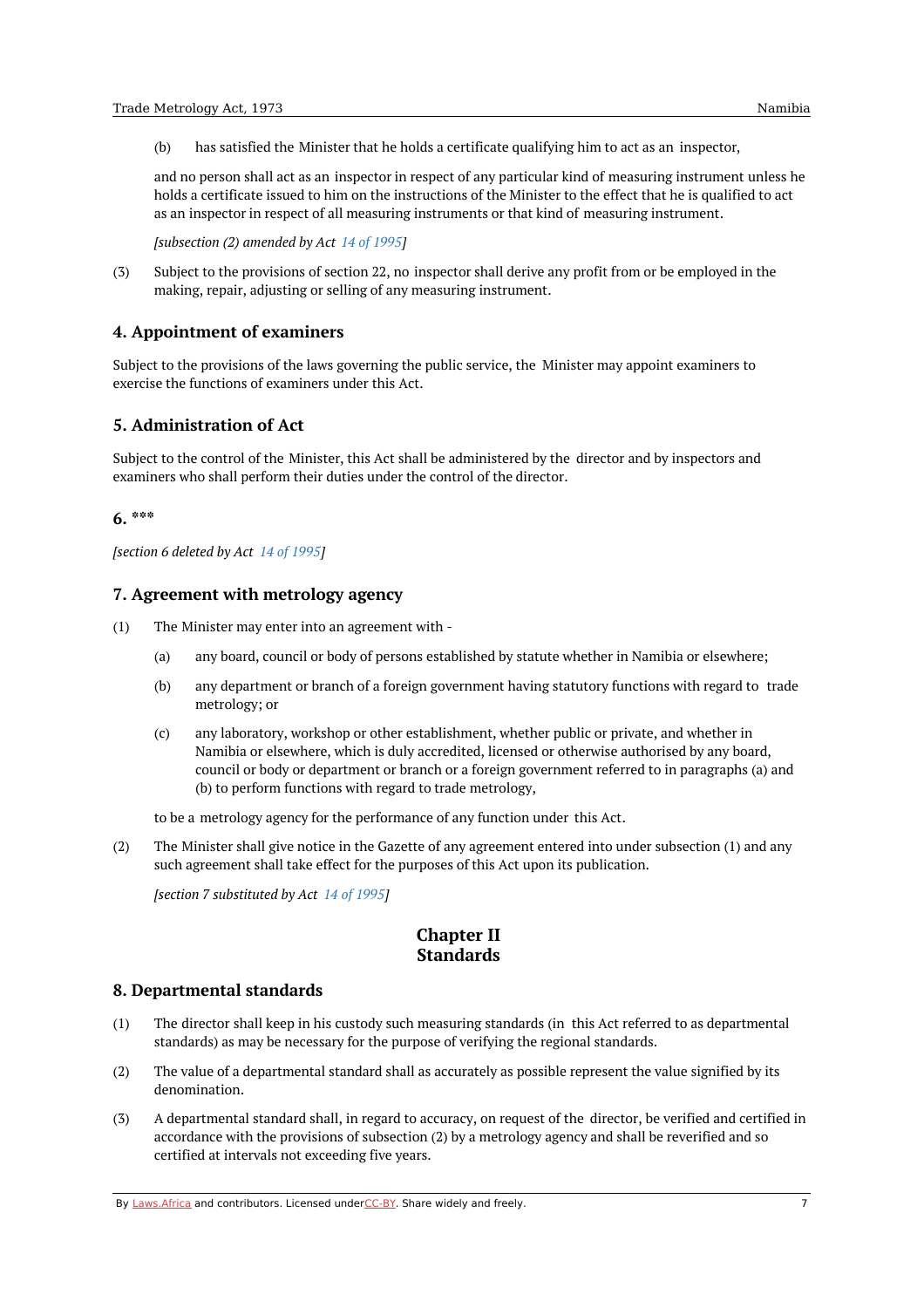(b) has satisfied the Minister that he holds a certificate qualifying him to act as an inspector,

and no person shall act as an inspector in respect of any particular kind of measuring instrument unless he holds a certificate issued to him on the instructions of the Minister to the effect that he is qualified to act as an inspector in respect of all measuring instruments or that kind of measuring instrument.

*[subsection (2) amended by Act 14 of 1995]*

(3) Subject to the provisions of section 22, no inspector shall derive any profit from or be employed in the making, repair, adjusting or selling of any measuring instrument.

## 4. Appointment of examiners

Subject to the provisions of the laws governing the public service, the Minister may appoint examiners to exercise the functions of examiners under this Act.

## 5. Administration of Act

Subject to the control of the Minister, this Act shall be administered by the director and by inspectors and examiners who shall perform their duties under the control of the director.

## 6. ***

*[section 6 deleted by Act 14 of 1995]*

## 7. Agreement with metrology agency

(1) The Minister may enter into an agreement with -

(a) any board, council or body of persons established by statute whether in Namibia or elsewhere;

(b) any department or branch of a foreign government having statutory functions with regard to trade metrology; or

(c) any laboratory, workshop or other establishment, whether public or private, and whether in Namibia or elsewhere, which is duly accredited, licensed or otherwise authorised by any board, council or body or department or branch or a foreign government referred to in paragraphs (a) and (b) to perform functions with regard to trade metrology,

to be a metrology agency for the performance of any function under this Act.

(2) The Minister shall give notice in the Gazette of any agreement entered into under subsection (1) and any such agreement shall take effect for the purposes of this Act upon its publication.

*[section 7 substituted by Act 14 of 1995]*

# Chapter II
# Standards

## 8. Departmental standards

(1) The director shall keep in his custody such measuring standards (in this Act referred to as departmental standards) as may be necessary for the purpose of verifying the regional standards.

(2) The value of a departmental standard shall as accurately as possible represent the value signified by its denomination.

(3) A departmental standard shall, in regard to accuracy, on request of the director, be verified and certified in accordance with the provisions of subsection (2) by a metrology agency and shall be reverified and so certified at intervals not exceeding five years.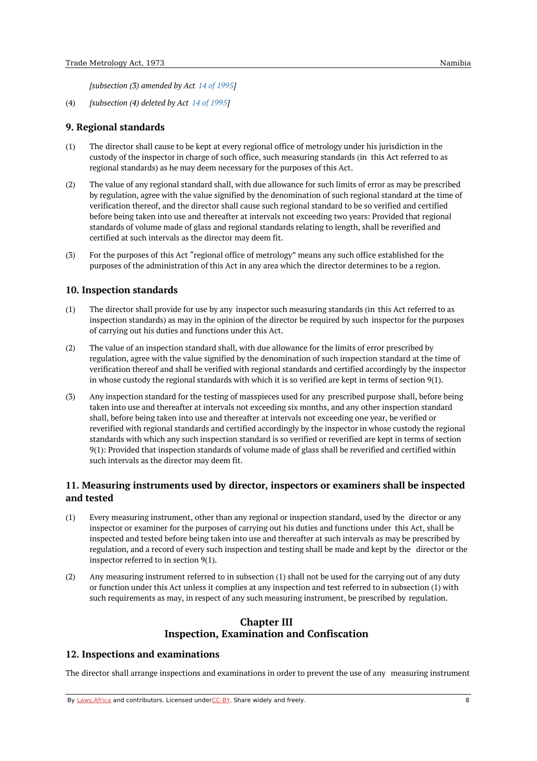*[subsection (3) amended by Act 14 of 1995]*

(4) *[subsection (4) deleted by Act 14 of 1995]*

## 9. Regional standards

(1) The director shall cause to be kept at every regional office of metrology under his jurisdiction in the custody of the inspector in charge of such office, such measuring standards (in this Act referred to as regional standards) as he may deem necessary for the purposes of this Act.

(2) The value of any regional standard shall, with due allowance for such limits of error as may be prescribed by regulation, agree with the value signified by the denomination of such regional standard at the time of verification thereof, and the director shall cause such regional standard to be so verified and certified before being taken into use and thereafter at intervals not exceeding two years: Provided that regional standards of volume made of glass and regional standards relating to length, shall be reverified and certified at such intervals as the director may deem fit.

(3) For the purposes of this Act "regional office of metrology" means any such office established for the purposes of the administration of this Act in any area which the director determines to be a region.

## 10. Inspection standards

(1) The director shall provide for use by any inspector such measuring standards (in this Act referred to as inspection standards) as may in the opinion of the director be required by such inspector for the purposes of carrying out his duties and functions under this Act.

(2) The value of an inspection standard shall, with due allowance for the limits of error prescribed by regulation, agree with the value signified by the denomination of such inspection standard at the time of verification thereof and shall be verified with regional standards and certified accordingly by the inspector in whose custody the regional standards with which it is so verified are kept in terms of section 9(1).

(3) Any inspection standard for the testing of masspieces used for any prescribed purpose shall, before being taken into use and thereafter at intervals not exceeding six months, and any other inspection standard shall, before being taken into use and thereafter at intervals not exceeding one year, be verified or reverified with regional standards and certified accordingly by the inspector in whose custody the regional standards with which any such inspection standard is so verified or reverified are kept in terms of section 9(1): Provided that inspection standards of volume made of glass shall be reverified and certified within such intervals as the director may deem fit.

## 11. Measuring instruments used by director, inspectors or examiners shall be inspected and tested

(1) Every measuring instrument, other than any regional or inspection standard, used by the director or any inspector or examiner for the purposes of carrying out his duties and functions under this Act, shall be inspected and tested before being taken into use and thereafter at such intervals as may be prescribed by regulation, and a record of every such inspection and testing shall be made and kept by the director or the inspector referred to in section 9(1).

(2) Any measuring instrument referred to in subsection (1) shall not be used for the carrying out of any duty or function under this Act unless it complies at any inspection and test referred to in subsection (1) with such requirements as may, in respect of any such measuring instrument, be prescribed by regulation.

# Chapter III
# Inspection, Examination and Confiscation

## 12. Inspections and examinations

The director shall arrange inspections and examinations in order to prevent the use of any measuring instrument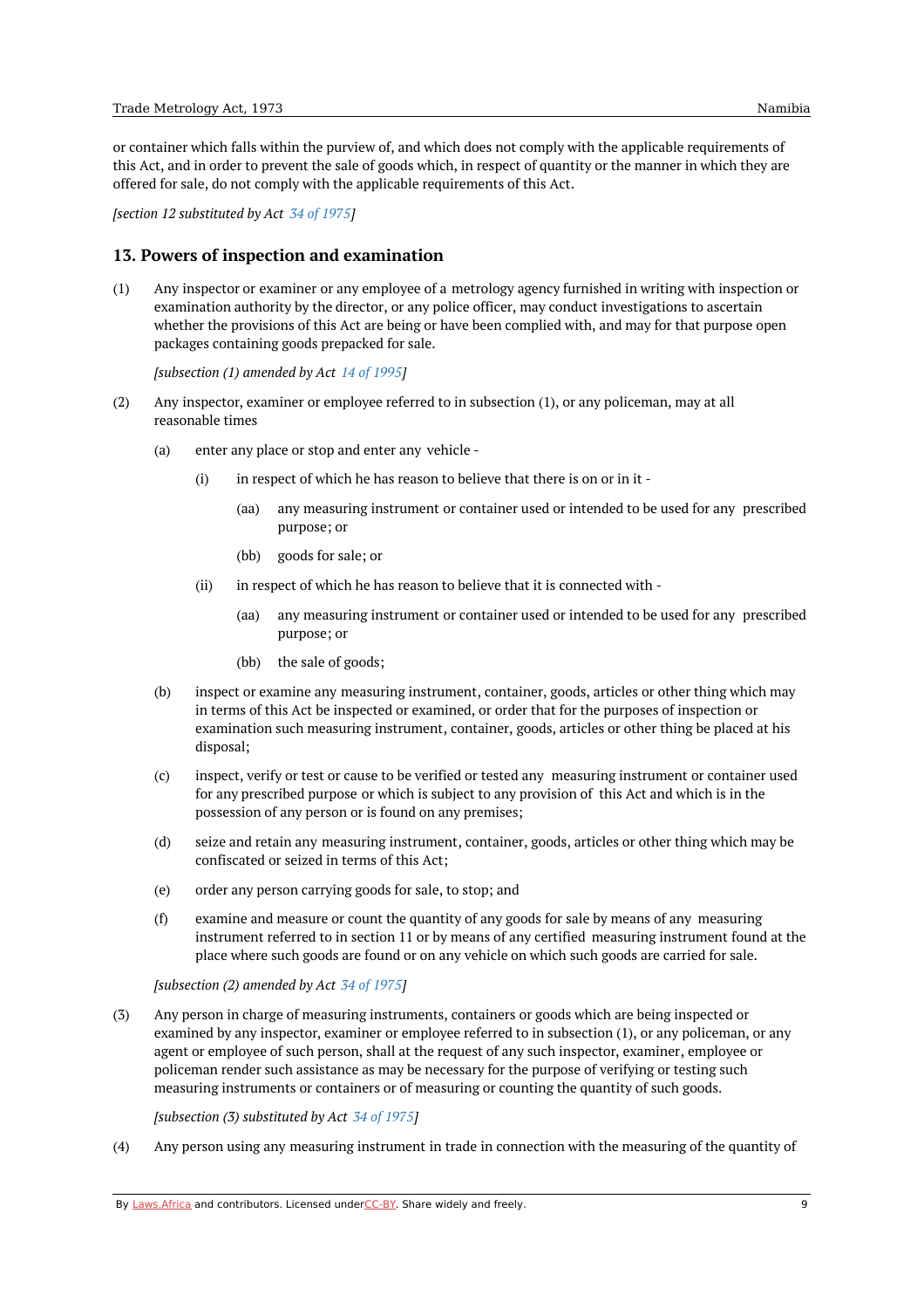or container which falls within the purview of, and which does not comply with the applicable requirements of this Act, and in order to prevent the sale of goods which, in respect of quantity or the manner in which they are offered for sale, do not comply with the applicable requirements of this Act.

*[section 12 substituted by Act 34 of 1975]*

## 13. Powers of inspection and examination

(1) Any inspector or examiner or any employee of a metrology agency furnished in writing with inspection or examination authority by the director, or any police officer, may conduct investigations to ascertain whether the provisions of this Act are being or have been complied with, and may for that purpose open packages containing goods prepacked for sale.

*[subsection (1) amended by Act 14 of 1995]*

(2) Any inspector, examiner or employee referred to in subsection (1), or any policeman, may at all reasonable times

(a) enter any place or stop and enter any vehicle -

(i) in respect of which he has reason to believe that there is on or in it -

(aa) any measuring instrument or container used or intended to be used for any prescribed purpose; or

(bb) goods for sale; or

(ii) in respect of which he has reason to believe that it is connected with -

(aa) any measuring instrument or container used or intended to be used for any prescribed purpose; or

(bb) the sale of goods;

(b) inspect or examine any measuring instrument, container, goods, articles or other thing which may in terms of this Act be inspected or examined, or order that for the purposes of inspection or examination such measuring instrument, container, goods, articles or other thing be placed at his disposal;

(c) inspect, verify or test or cause to be verified or tested any measuring instrument or container used for any prescribed purpose or which is subject to any provision of this Act and which is in the possession of any person or is found on any premises;

(d) seize and retain any measuring instrument, container, goods, articles or other thing which may be confiscated or seized in terms of this Act;

(e) order any person carrying goods for sale, to stop; and

(f) examine and measure or count the quantity of any goods for sale by means of any measuring instrument referred to in section 11 or by means of any certified measuring instrument found at the place where such goods are found or on any vehicle on which such goods are carried for sale.

*[subsection (2) amended by Act 34 of 1975]*

(3) Any person in charge of measuring instruments, containers or goods which are being inspected or examined by any inspector, examiner or employee referred to in subsection (1), or any policeman, or any agent or employee of such person, shall at the request of any such inspector, examiner, employee or policeman render such assistance as may be necessary for the purpose of verifying or testing such measuring instruments or containers or of measuring or counting the quantity of such goods.

*[subsection (3) substituted by Act 34 of 1975]*

(4) Any person using any measuring instrument in trade in connection with the measuring of the quantity of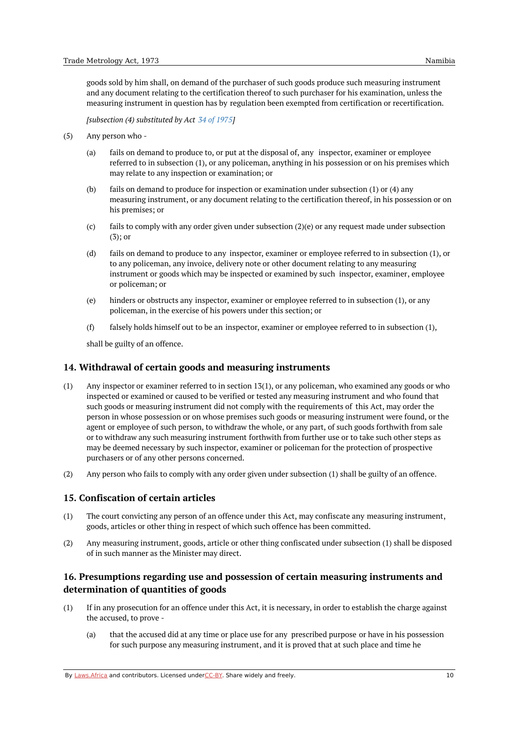goods sold by him shall, on demand of the purchaser of such goods produce such measuring instrument and any document relating to the certification thereof to such purchaser for his examination, unless the measuring instrument in question has by regulation been exempted from certification or recertification.

*[subsection (4) substituted by Act 34 of 1975]*

(5) Any person who -

(a) fails on demand to produce to, or put at the disposal of, any inspector, examiner or employee referred to in subsection (1), or any policeman, anything in his possession or on his premises which may relate to any inspection or examination; or

(b) fails on demand to produce for inspection or examination under subsection (1) or (4) any measuring instrument, or any document relating to the certification thereof, in his possession or on his premises; or

(c) fails to comply with any order given under subsection (2)(e) or any request made under subsection (3); or

(d) fails on demand to produce to any inspector, examiner or employee referred to in subsection (1), or to any policeman, any invoice, delivery note or other document relating to any measuring instrument or goods which may be inspected or examined by such inspector, examiner, employee or policeman; or

(e) hinders or obstructs any inspector, examiner or employee referred to in subsection (1), or any policeman, in the exercise of his powers under this section; or

(f) falsely holds himself out to be an inspector, examiner or employee referred to in subsection (1),

shall be guilty of an offence.

## 14. Withdrawal of certain goods and measuring instruments

(1) Any inspector or examiner referred to in section 13(1), or any policeman, who examined any goods or who inspected or examined or caused to be verified or tested any measuring instrument and who found that such goods or measuring instrument did not comply with the requirements of this Act, may order the person in whose possession or on whose premises such goods or measuring instrument were found, or the agent or employee of such person, to withdraw the whole, or any part, of such goods forthwith from sale or to withdraw any such measuring instrument forthwith from further use or to take such other steps as may be deemed necessary by such inspector, examiner or policeman for the protection of prospective purchasers or of any other persons concerned.

(2) Any person who fails to comply with any order given under subsection (1) shall be guilty of an offence.

## 15. Confiscation of certain articles

(1) The court convicting any person of an offence under this Act, may confiscate any measuring instrument, goods, articles or other thing in respect of which such offence has been committed.

(2) Any measuring instrument, goods, article or other thing confiscated under subsection (1) shall be disposed of in such manner as the Minister may direct.

## 16. Presumptions regarding use and possession of certain measuring instruments and determination of quantities of goods

(1) If in any prosecution for an offence under this Act, it is necessary, in order to establish the charge against the accused, to prove -

(a) that the accused did at any time or place use for any prescribed purpose or have in his possession for such purpose any measuring instrument, and it is proved that at such place and time he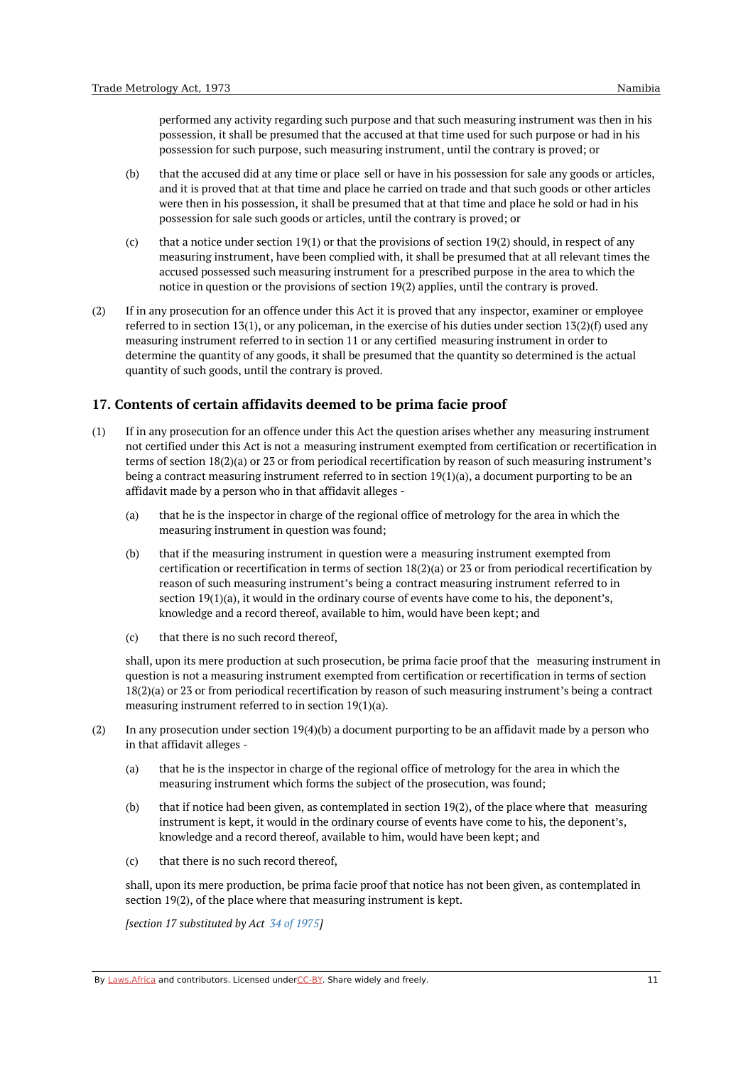performed any activity regarding such purpose and that such measuring instrument was then in his possession, it shall be presumed that the accused at that time used for such purpose or had in his possession for such purpose, such measuring instrument, until the contrary is proved; or

(b) that the accused did at any time or place sell or have in his possession for sale any goods or articles, and it is proved that at that time and place he carried on trade and that such goods or other articles were then in his possession, it shall be presumed that at that time and place he sold or had in his possession for sale such goods or articles, until the contrary is proved; or

(c) that a notice under section 19(1) or that the provisions of section 19(2) should, in respect of any measuring instrument, have been complied with, it shall be presumed that at all relevant times the accused possessed such measuring instrument for a prescribed purpose in the area to which the notice in question or the provisions of section 19(2) applies, until the contrary is proved.

(2) If in any prosecution for an offence under this Act it is proved that any inspector, examiner or employee referred to in section 13(1), or any policeman, in the exercise of his duties under section 13(2)(f) used any measuring instrument referred to in section 11 or any certified measuring instrument in order to determine the quantity of any goods, it shall be presumed that the quantity so determined is the actual quantity of such goods, until the contrary is proved.

## 17. Contents of certain affidavits deemed to be prima facie proof

(1) If in any prosecution for an offence under this Act the question arises whether any measuring instrument not certified under this Act is not a measuring instrument exempted from certification or recertification in terms of section 18(2)(a) or 23 or from periodical recertification by reason of such measuring instrument's being a contract measuring instrument referred to in section 19(1)(a), a document purporting to be an affidavit made by a person who in that affidavit alleges -

(a) that he is the inspector in charge of the regional office of metrology for the area in which the measuring instrument in question was found;

(b) that if the measuring instrument in question were a measuring instrument exempted from certification or recertification in terms of section 18(2)(a) or 23 or from periodical recertification by reason of such measuring instrument's being a contract measuring instrument referred to in section 19(1)(a), it would in the ordinary course of events have come to his, the deponent's, knowledge and a record thereof, available to him, would have been kept; and

(c) that there is no such record thereof,

shall, upon its mere production at such prosecution, be prima facie proof that the measuring instrument in question is not a measuring instrument exempted from certification or recertification in terms of section 18(2)(a) or 23 or from periodical recertification by reason of such measuring instrument's being a contract measuring instrument referred to in section 19(1)(a).

(2) In any prosecution under section 19(4)(b) a document purporting to be an affidavit made by a person who in that affidavit alleges -

(a) that he is the inspector in charge of the regional office of metrology for the area in which the measuring instrument which forms the subject of the prosecution, was found;

(b) that if notice had been given, as contemplated in section 19(2), of the place where that measuring instrument is kept, it would in the ordinary course of events have come to his, the deponent's, knowledge and a record thereof, available to him, would have been kept; and

(c) that there is no such record thereof,

shall, upon its mere production, be prima facie proof that notice has not been given, as contemplated in section 19(2), of the place where that measuring instrument is kept.

*[section 17 substituted by Act 34 of 1975]*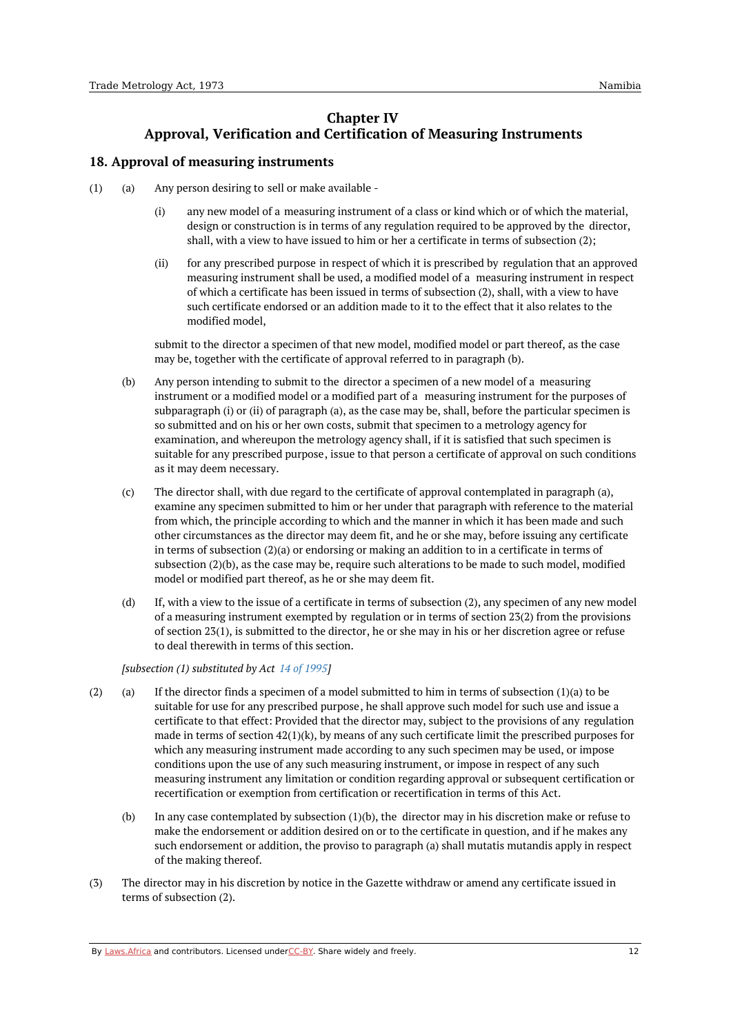## Chapter IV
## Approval, Verification and Certification of Measuring Instruments

### 18. Approval of measuring instruments

(1) (a) Any person desiring to sell or make available -

(i) any new model of a measuring instrument of a class or kind which or of which the material, design or construction is in terms of any regulation required to be approved by the director, shall, with a view to have issued to him or her a certificate in terms of subsection (2);

(ii) for any prescribed purpose in respect of which it is prescribed by regulation that an approved measuring instrument shall be used, a modified model of a measuring instrument in respect of which a certificate has been issued in terms of subsection (2), shall, with a view to have such certificate endorsed or an addition made to it to the effect that it also relates to the modified model,

submit to the director a specimen of that new model, modified model or part thereof, as the case may be, together with the certificate of approval referred to in paragraph (b).

(b) Any person intending to submit to the director a specimen of a new model of a measuring instrument or a modified model or a modified part of a measuring instrument for the purposes of subparagraph (i) or (ii) of paragraph (a), as the case may be, shall, before the particular specimen is so submitted and on his or her own costs, submit that specimen to a metrology agency for examination, and whereupon the metrology agency shall, if it is satisfied that such specimen is suitable for any prescribed purpose, issue to that person a certificate of approval on such conditions as it may deem necessary.

(c) The director shall, with due regard to the certificate of approval contemplated in paragraph (a), examine any specimen submitted to him or her under that paragraph with reference to the material from which, the principle according to which and the manner in which it has been made and such other circumstances as the director may deem fit, and he or she may, before issuing any certificate in terms of subsection (2)(a) or endorsing or making an addition to in a certificate in terms of subsection (2)(b), as the case may be, require such alterations to be made to such model, modified model or modified part thereof, as he or she may deem fit.

(d) If, with a view to the issue of a certificate in terms of subsection (2), any specimen of any new model of a measuring instrument exempted by regulation or in terms of section 23(2) from the provisions of section 23(1), is submitted to the director, he or she may in his or her discretion agree or refuse to deal therewith in terms of this section.

*[subsection (1) substituted by Act 14 of 1995]*

(2) (a) If the director finds a specimen of a model submitted to him in terms of subsection (1)(a) to be suitable for use for any prescribed purpose, he shall approve such model for such use and issue a certificate to that effect: Provided that the director may, subject to the provisions of any regulation made in terms of section 42(1)(k), by means of any such certificate limit the prescribed purposes for which any measuring instrument made according to any such specimen may be used, or impose conditions upon the use of any such measuring instrument, or impose in respect of any such measuring instrument any limitation or condition regarding approval or subsequent certification or recertification or exemption from certification or recertification in terms of this Act.

(b) In any case contemplated by subsection (1)(b), the director may in his discretion make or refuse to make the endorsement or addition desired on or to the certificate in question, and if he makes any such endorsement or addition, the proviso to paragraph (a) shall mutatis mutandis apply in respect of the making thereof.

(3) The director may in his discretion by notice in the Gazette withdraw or amend any certificate issued in terms of subsection (2).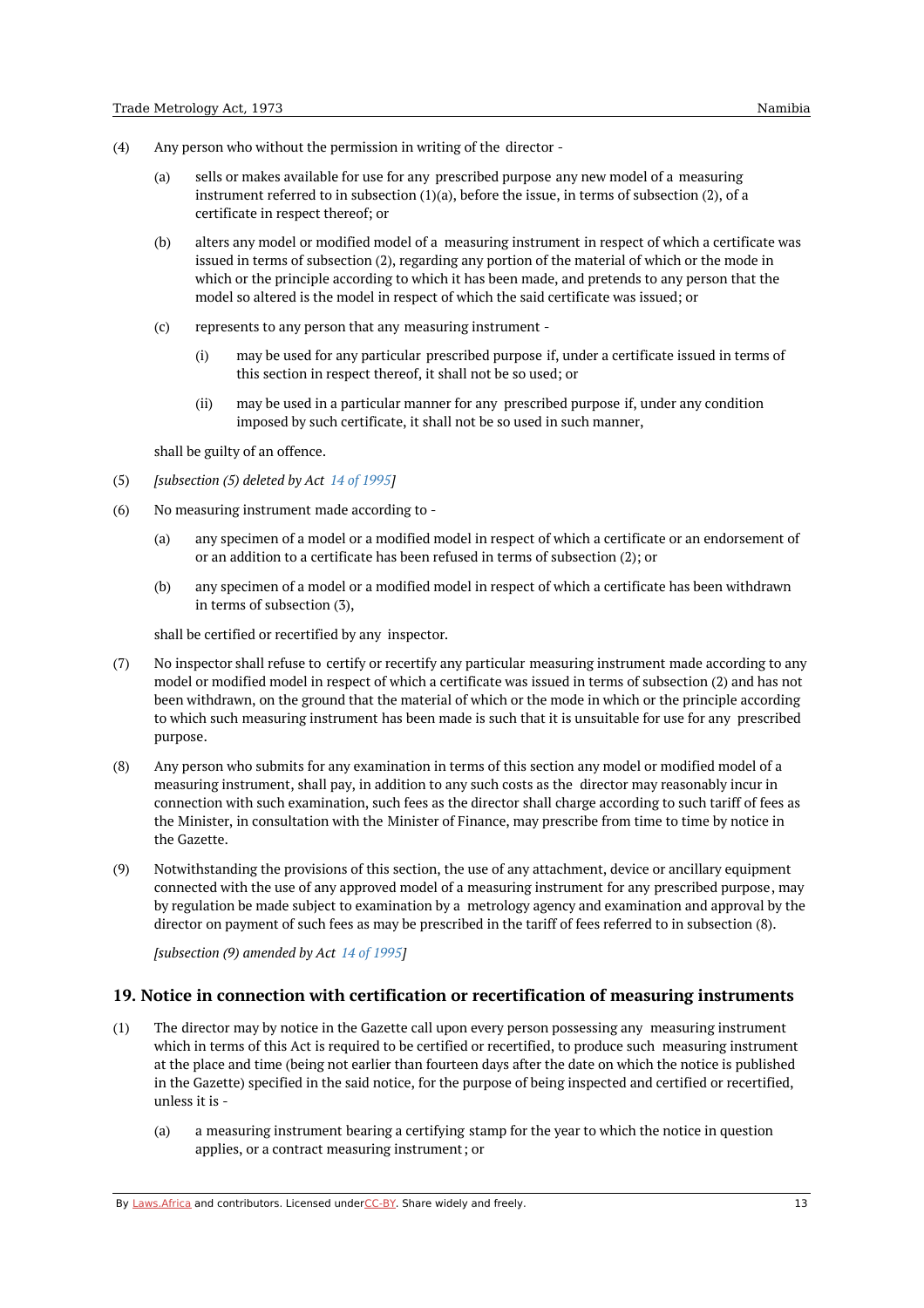(4) Any person who without the permission in writing of the director -

(a) sells or makes available for use for any prescribed purpose any new model of a measuring instrument referred to in subsection (1)(a), before the issue, in terms of subsection (2), of a certificate in respect thereof; or

(b) alters any model or modified model of a measuring instrument in respect of which a certificate was issued in terms of subsection (2), regarding any portion of the material of which or the mode in which or the principle according to which it has been made, and pretends to any person that the model so altered is the model in respect of which the said certificate was issued; or

(c) represents to any person that any measuring instrument -

(i) may be used for any particular prescribed purpose if, under a certificate issued in terms of this section in respect thereof, it shall not be so used; or

(ii) may be used in a particular manner for any prescribed purpose if, under any condition imposed by such certificate, it shall not be so used in such manner,

shall be guilty of an offence.

(5) *[subsection (5) deleted by Act 14 of 1995]*

(6) No measuring instrument made according to -

(a) any specimen of a model or a modified model in respect of which a certificate or an endorsement of or an addition to a certificate has been refused in terms of subsection (2); or

(b) any specimen of a model or a modified model in respect of which a certificate has been withdrawn in terms of subsection (3),

shall be certified or recertified by any inspector.

(7) No inspector shall refuse to certify or recertify any particular measuring instrument made according to any model or modified model in respect of which a certificate was issued in terms of subsection (2) and has not been withdrawn, on the ground that the material of which or the mode in which or the principle according to which such measuring instrument has been made is such that it is unsuitable for use for any prescribed purpose.

(8) Any person who submits for any examination in terms of this section any model or modified model of a measuring instrument, shall pay, in addition to any such costs as the director may reasonably incur in connection with such examination, such fees as the director shall charge according to such tariff of fees as the Minister, in consultation with the Minister of Finance, may prescribe from time to time by notice in the Gazette.

(9) Notwithstanding the provisions of this section, the use of any attachment, device or ancillary equipment connected with the use of any approved model of a measuring instrument for any prescribed purpose, may by regulation be made subject to examination by a metrology agency and examination and approval by the director on payment of such fees as may be prescribed in the tariff of fees referred to in subsection (8).

*[subsection (9) amended by Act 14 of 1995]*

## 19. Notice in connection with certification or recertification of measuring instruments

(1) The director may by notice in the Gazette call upon every person possessing any measuring instrument which in terms of this Act is required to be certified or recertified, to produce such measuring instrument at the place and time (being not earlier than fourteen days after the date on which the notice is published in the Gazette) specified in the said notice, for the purpose of being inspected and certified or recertified, unless it is -

(a) a measuring instrument bearing a certifying stamp for the year to which the notice in question applies, or a contract measuring instrument; or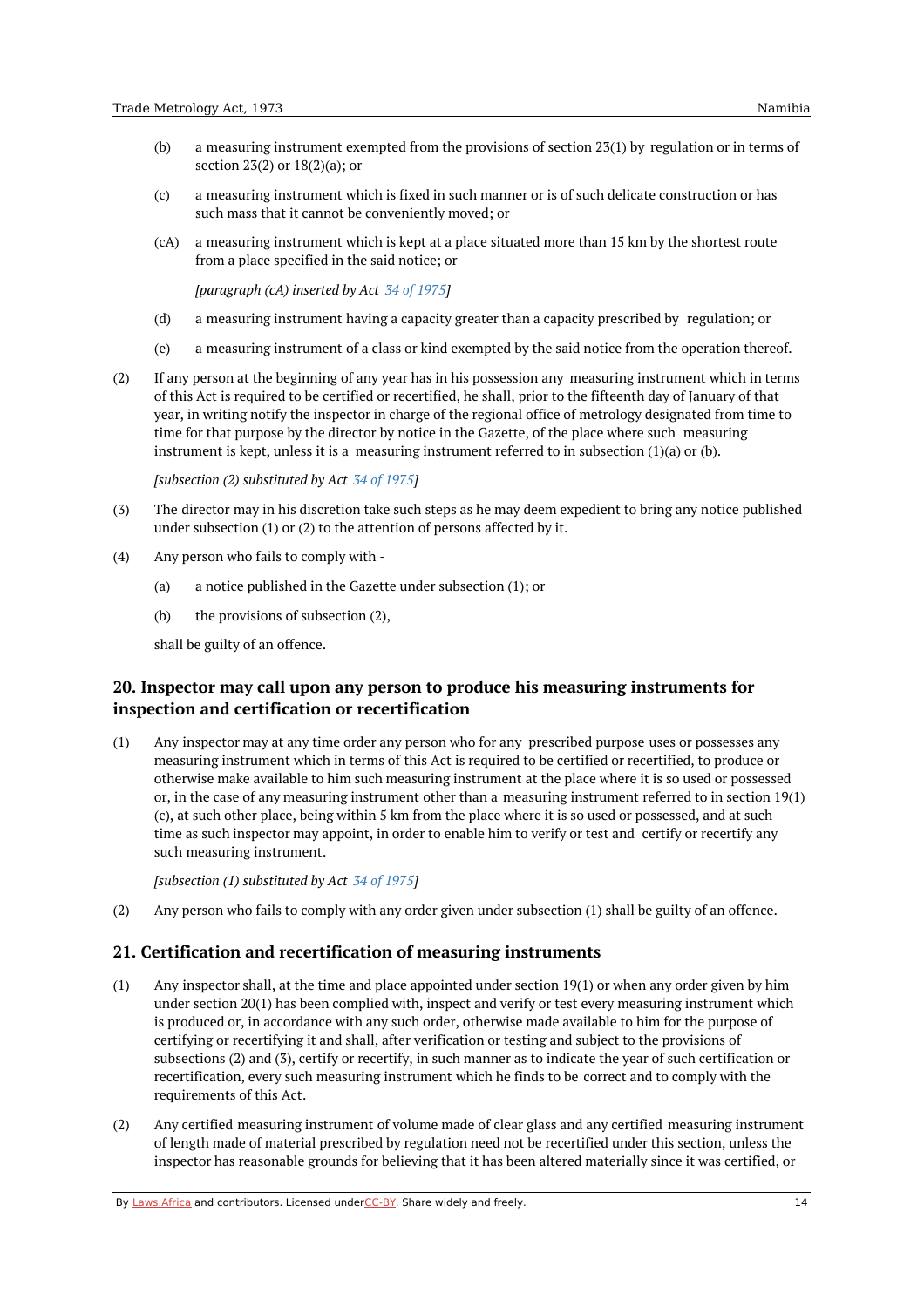(b) a measuring instrument exempted from the provisions of section 23(1) by regulation or in terms of section 23(2) or 18(2)(a); or

(c) a measuring instrument which is fixed in such manner or is of such delicate construction or has such mass that it cannot be conveniently moved; or

(cA) a measuring instrument which is kept at a place situated more than 15 km by the shortest route from a place specified in the said notice; or

*[paragraph (cA) inserted by Act 34 of 1975]*

(d) a measuring instrument having a capacity greater than a capacity prescribed by regulation; or

(e) a measuring instrument of a class or kind exempted by the said notice from the operation thereof.

(2) If any person at the beginning of any year has in his possession any measuring instrument which in terms of this Act is required to be certified or recertified, he shall, prior to the fifteenth day of January of that year, in writing notify the inspector in charge of the regional office of metrology designated from time to time for that purpose by the director by notice in the Gazette, of the place where such measuring instrument is kept, unless it is a measuring instrument referred to in subsection (1)(a) or (b).

*[subsection (2) substituted by Act 34 of 1975]*

(3) The director may in his discretion take such steps as he may deem expedient to bring any notice published under subsection (1) or (2) to the attention of persons affected by it.

(4) Any person who fails to comply with -

(a) a notice published in the Gazette under subsection (1); or

(b) the provisions of subsection (2),

shall be guilty of an offence.

## 20. Inspector may call upon any person to produce his measuring instruments for inspection and certification or recertification

(1) Any inspector may at any time order any person who for any prescribed purpose uses or possesses any measuring instrument which in terms of this Act is required to be certified or recertified, to produce or otherwise make available to him such measuring instrument at the place where it is so used or possessed or, in the case of any measuring instrument other than a measuring instrument referred to in section 19(1)(c), at such other place, being within 5 km from the place where it is so used or possessed, and at such time as such inspector may appoint, in order to enable him to verify or test and certify or recertify any such measuring instrument.

*[subsection (1) substituted by Act 34 of 1975]*

(2) Any person who fails to comply with any order given under subsection (1) shall be guilty of an offence.

## 21. Certification and recertification of measuring instruments

(1) Any inspector shall, at the time and place appointed under section 19(1) or when any order given by him under section 20(1) has been complied with, inspect and verify or test every measuring instrument which is produced or, in accordance with any such order, otherwise made available to him for the purpose of certifying or recertifying it and shall, after verification or testing and subject to the provisions of subsections (2) and (3), certify or recertify, in such manner as to indicate the year of such certification or recertification, every such measuring instrument which he finds to be correct and to comply with the requirements of this Act.

(2) Any certified measuring instrument of volume made of clear glass and any certified measuring instrument of length made of material prescribed by regulation need not be recertified under this section, unless the inspector has reasonable grounds for believing that it has been altered materially since it was certified, or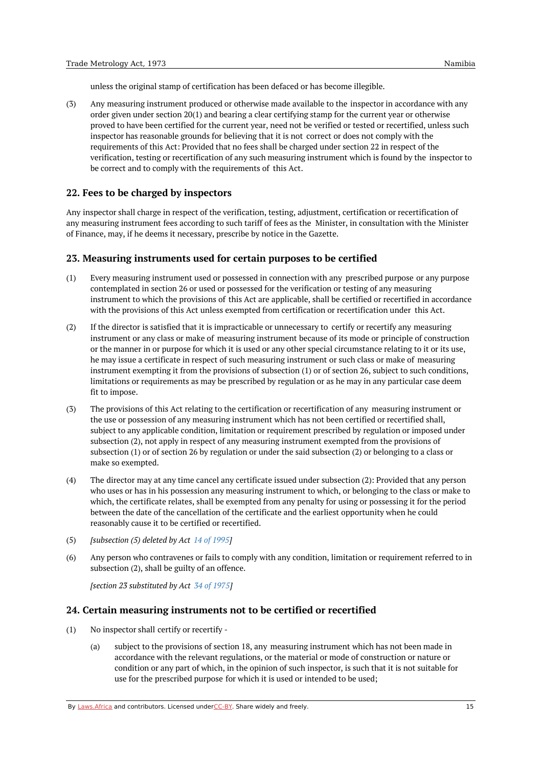unless the original stamp of certification has been defaced or has become illegible.

(3) Any measuring instrument produced or otherwise made available to the inspector in accordance with any order given under section 20(1) and bearing a clear certifying stamp for the current year or otherwise proved to have been certified for the current year, need not be verified or tested or recertified, unless such inspector has reasonable grounds for believing that it is not correct or does not comply with the requirements of this Act: Provided that no fees shall be charged under section 22 in respect of the verification, testing or recertification of any such measuring instrument which is found by the inspector to be correct and to comply with the requirements of this Act.

## 22. Fees to be charged by inspectors

Any inspector shall charge in respect of the verification, testing, adjustment, certification or recertification of any measuring instrument fees according to such tariff of fees as the Minister, in consultation with the Minister of Finance, may, if he deems it necessary, prescribe by notice in the Gazette.

## 23. Measuring instruments used for certain purposes to be certified

(1) Every measuring instrument used or possessed in connection with any prescribed purpose or any purpose contemplated in section 26 or used or possessed for the verification or testing of any measuring instrument to which the provisions of this Act are applicable, shall be certified or recertified in accordance with the provisions of this Act unless exempted from certification or recertification under this Act.

(2) If the director is satisfied that it is impracticable or unnecessary to certify or recertify any measuring instrument or any class or make of measuring instrument because of its mode or principle of construction or the manner in or purpose for which it is used or any other special circumstance relating to it or its use, he may issue a certificate in respect of such measuring instrument or such class or make of measuring instrument exempting it from the provisions of subsection (1) or of section 26, subject to such conditions, limitations or requirements as may be prescribed by regulation or as he may in any particular case deem fit to impose.

(3) The provisions of this Act relating to the certification or recertification of any measuring instrument or the use or possession of any measuring instrument which has not been certified or recertified shall, subject to any applicable condition, limitation or requirement prescribed by regulation or imposed under subsection (2), not apply in respect of any measuring instrument exempted from the provisions of subsection (1) or of section 26 by regulation or under the said subsection (2) or belonging to a class or make so exempted.

(4) The director may at any time cancel any certificate issued under subsection (2): Provided that any person who uses or has in his possession any measuring instrument to which, or belonging to the class or make to which, the certificate relates, shall be exempted from any penalty for using or possessing it for the period between the date of the cancellation of the certificate and the earliest opportunity when he could reasonably cause it to be certified or recertified.

(5) *[subsection (5) deleted by Act 14 of 1995]*

(6) Any person who contravenes or fails to comply with any condition, limitation or requirement referred to in subsection (2), shall be guilty of an offence.

*[section 23 substituted by Act 34 of 1975]*

## 24. Certain measuring instruments not to be certified or recertified

(1) No inspector shall certify or recertify -

(a) subject to the provisions of section 18, any measuring instrument which has not been made in accordance with the relevant regulations, or the material or mode of construction or nature or condition or any part of which, in the opinion of such inspector, is such that it is not suitable for use for the prescribed purpose for which it is used or intended to be used;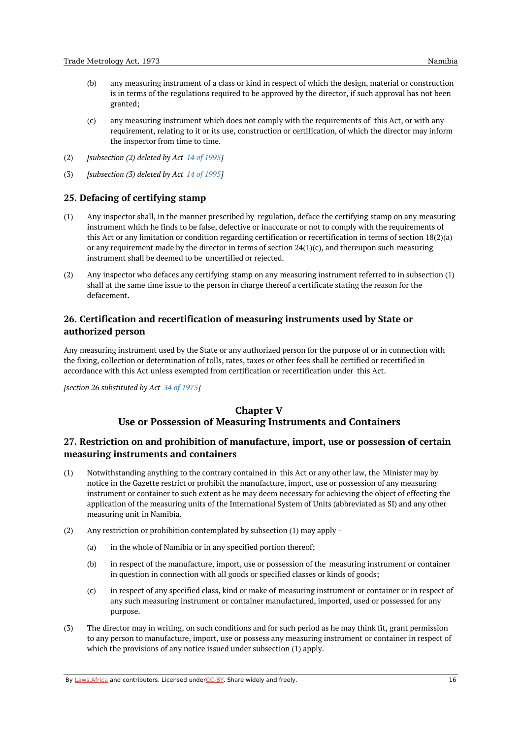(b) any measuring instrument of a class or kind in respect of which the design, material or construction is in terms of the regulations required to be approved by the director, if such approval has not been granted;

(c) any measuring instrument which does not comply with the requirements of this Act, or with any requirement, relating to it or its use, construction or certification, of which the director may inform the inspector from time to time.

(2) *[subsection (2) deleted by Act 14 of 1995]*

(3) *[subsection (3) deleted by Act 14 of 1995]*

## 25. Defacing of certifying stamp

(1) Any inspector shall, in the manner prescribed by regulation, deface the certifying stamp on any measuring instrument which he finds to be false, defective or inaccurate or not to comply with the requirements of this Act or any limitation or condition regarding certification or recertification in terms of section 18(2)(a) or any requirement made by the director in terms of section 24(1)(c), and thereupon such measuring instrument shall be deemed to be uncertified or rejected.

(2) Any inspector who defaces any certifying stamp on any measuring instrument referred to in subsection (1) shall at the same time issue to the person in charge thereof a certificate stating the reason for the defacement.

## 26. Certification and recertification of measuring instruments used by State or authorized person

Any measuring instrument used by the State or any authorized person for the purpose of or in connection with the fixing, collection or determination of tolls, rates, taxes or other fees shall be certified or recertified in accordance with this Act unless exempted from certification or recertification under this Act.

*[section 26 substituted by Act 34 of 1975]*

# Chapter V
# Use or Possession of Measuring Instruments and Containers

## 27. Restriction on and prohibition of manufacture, import, use or possession of certain measuring instruments and containers

(1) Notwithstanding anything to the contrary contained in this Act or any other law, the Minister may by notice in the Gazette restrict or prohibit the manufacture, import, use or possession of any measuring instrument or container to such extent as he may deem necessary for achieving the object of effecting the application of the measuring units of the International System of Units (abbreviated as SI) and any other measuring unit in Namibia.

(2) Any restriction or prohibition contemplated by subsection (1) may apply -

(a) in the whole of Namibia or in any specified portion thereof;

(b) in respect of the manufacture, import, use or possession of the measuring instrument or container in question in connection with all goods or specified classes or kinds of goods;

(c) in respect of any specified class, kind or make of measuring instrument or container or in respect of any such measuring instrument or container manufactured, imported, used or possessed for any purpose.

(3) The director may in writing, on such conditions and for such period as he may think fit, grant permission to any person to manufacture, import, use or possess any measuring instrument or container in respect of which the provisions of any notice issued under subsection (1) apply.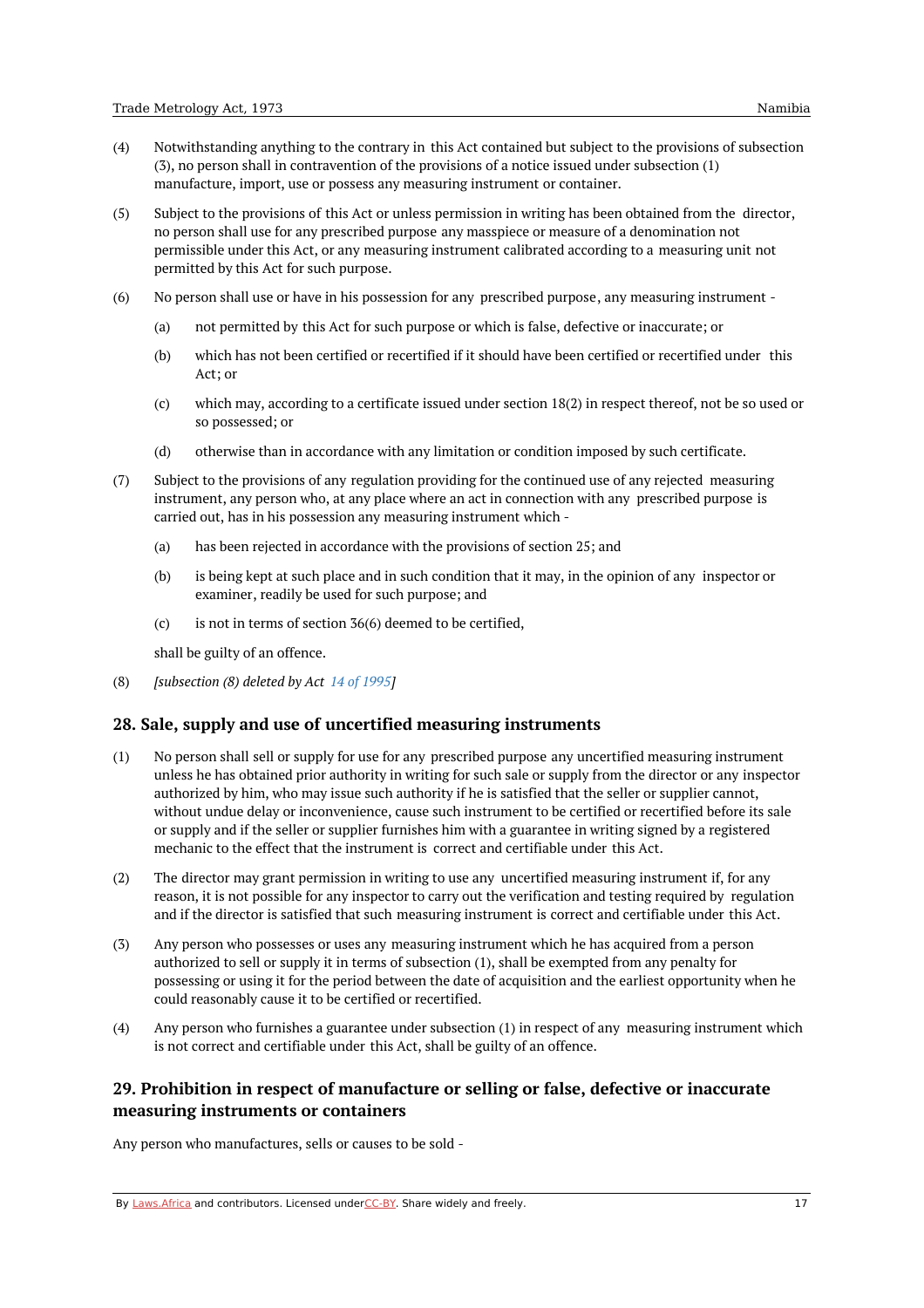(4) Notwithstanding anything to the contrary in this Act contained but subject to the provisions of subsection (3), no person shall in contravention of the provisions of a notice issued under subsection (1) manufacture, import, use or possess any measuring instrument or container.

(5) Subject to the provisions of this Act or unless permission in writing has been obtained from the director, no person shall use for any prescribed purpose any masspiece or measure of a denomination not permissible under this Act, or any measuring instrument calibrated according to a measuring unit not permitted by this Act for such purpose.

(6) No person shall use or have in his possession for any prescribed purpose, any measuring instrument -

(a) not permitted by this Act for such purpose or which is false, defective or inaccurate; or

(b) which has not been certified or recertified if it should have been certified or recertified under this Act; or

(c) which may, according to a certificate issued under section 18(2) in respect thereof, not be so used or so possessed; or

(d) otherwise than in accordance with any limitation or condition imposed by such certificate.

(7) Subject to the provisions of any regulation providing for the continued use of any rejected measuring instrument, any person who, at any place where an act in connection with any prescribed purpose is carried out, has in his possession any measuring instrument which -

(a) has been rejected in accordance with the provisions of section 25; and

(b) is being kept at such place and in such condition that it may, in the opinion of any inspector or examiner, readily be used for such purpose; and

(c) is not in terms of section 36(6) deemed to be certified,

shall be guilty of an offence.

(8) *[subsection (8) deleted by Act 14 of 1995]*

## 28. Sale, supply and use of uncertified measuring instruments

(1) No person shall sell or supply for use for any prescribed purpose any uncertified measuring instrument unless he has obtained prior authority in writing for such sale or supply from the director or any inspector authorized by him, who may issue such authority if he is satisfied that the seller or supplier cannot, without undue delay or inconvenience, cause such instrument to be certified or recertified before its sale or supply and if the seller or supplier furnishes him with a guarantee in writing signed by a registered mechanic to the effect that the instrument is correct and certifiable under this Act.

(2) The director may grant permission in writing to use any uncertified measuring instrument if, for any reason, it is not possible for any inspector to carry out the verification and testing required by regulation and if the director is satisfied that such measuring instrument is correct and certifiable under this Act.

(3) Any person who possesses or uses any measuring instrument which he has acquired from a person authorized to sell or supply it in terms of subsection (1), shall be exempted from any penalty for possessing or using it for the period between the date of acquisition and the earliest opportunity when he could reasonably cause it to be certified or recertified.

(4) Any person who furnishes a guarantee under subsection (1) in respect of any measuring instrument which is not correct and certifiable under this Act, shall be guilty of an offence.

## 29. Prohibition in respect of manufacture or selling or false, defective or inaccurate measuring instruments or containers

Any person who manufactures, sells or causes to be sold -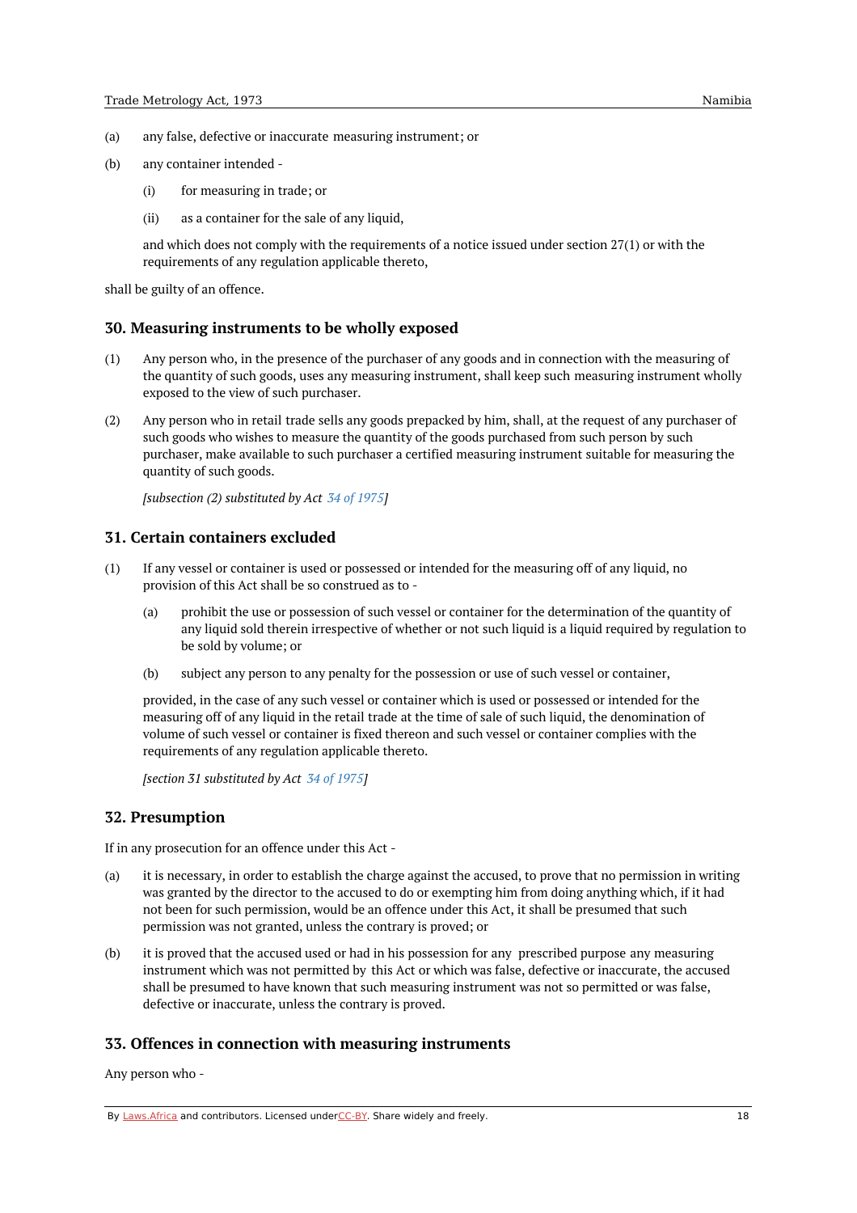(a) any false, defective or inaccurate measuring instrument; or

(b) any container intended -

  (i) for measuring in trade; or

  (ii) as a container for the sale of any liquid,

  and which does not comply with the requirements of a notice issued under section 27(1) or with the requirements of any regulation applicable thereto,

shall be guilty of an offence.

## 30. Measuring instruments to be wholly exposed

(1) Any person who, in the presence of the purchaser of any goods and in connection with the measuring of the quantity of such goods, uses any measuring instrument, shall keep such measuring instrument wholly exposed to the view of such purchaser.

(2) Any person who in retail trade sells any goods prepacked by him, shall, at the request of any purchaser of such goods who wishes to measure the quantity of the goods purchased from such person by such purchaser, make available to such purchaser a certified measuring instrument suitable for measuring the quantity of such goods.

  *[subsection (2) substituted by Act 34 of 1975]*

## 31. Certain containers excluded

(1) If any vessel or container is used or possessed or intended for the measuring off of any liquid, no provision of this Act shall be so construed as to -

  (a) prohibit the use or possession of such vessel or container for the determination of the quantity of any liquid sold therein irrespective of whether or not such liquid is a liquid required by regulation to be sold by volume; or

  (b) subject any person to any penalty for the possession or use of such vessel or container,

  provided, in the case of any such vessel or container which is used or possessed or intended for the measuring off of any liquid in the retail trade at the time of sale of such liquid, the denomination of volume of such vessel or container is fixed thereon and such vessel or container complies with the requirements of any regulation applicable thereto.

  *[section 31 substituted by Act 34 of 1975]*

## 32. Presumption

If in any prosecution for an offence under this Act -

(a) it is necessary, in order to establish the charge against the accused, to prove that no permission in writing was granted by the director to the accused to do or exempting him from doing anything which, if it had not been for such permission, would be an offence under this Act, it shall be presumed that such permission was not granted, unless the contrary is proved; or

(b) it is proved that the accused used or had in his possession for any prescribed purpose any measuring instrument which was not permitted by this Act or which was false, defective or inaccurate, the accused shall be presumed to have known that such measuring instrument was not so permitted or was false, defective or inaccurate, unless the contrary is proved.

## 33. Offences in connection with measuring instruments

Any person who -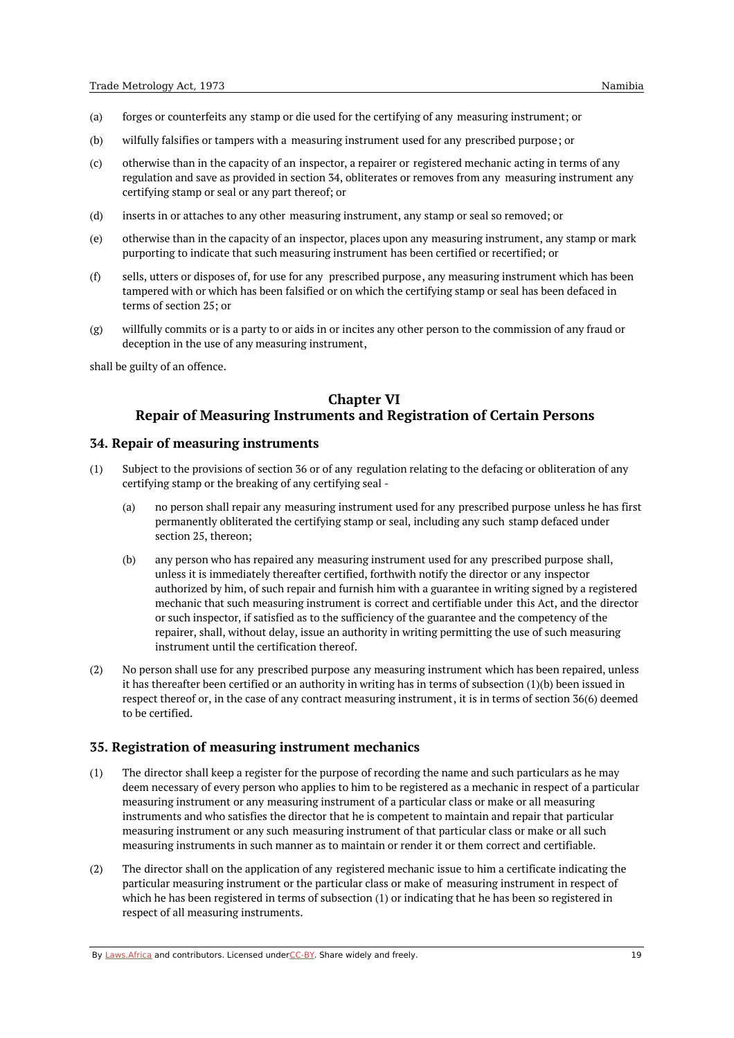(a) forges or counterfeits any stamp or die used for the certifying of any measuring instrument; or

(b) wilfully falsifies or tampers with a measuring instrument used for any prescribed purpose; or

(c) otherwise than in the capacity of an inspector, a repairer or registered mechanic acting in terms of any regulation and save as provided in section 34, obliterates or removes from any measuring instrument any certifying stamp or seal or any part thereof; or

(d) inserts in or attaches to any other measuring instrument, any stamp or seal so removed; or

(e) otherwise than in the capacity of an inspector, places upon any measuring instrument, any stamp or mark purporting to indicate that such measuring instrument has been certified or recertified; or

(f) sells, utters or disposes of, for use for any prescribed purpose, any measuring instrument which has been tampered with or which has been falsified or on which the certifying stamp or seal has been defaced in terms of section 25; or

(g) willfully commits or is a party to or aids in or incites any other person to the commission of any fraud or deception in the use of any measuring instrument,

shall be guilty of an offence.

## Chapter VI
## Repair of Measuring Instruments and Registration of Certain Persons

### 34. Repair of measuring instruments

(1) Subject to the provisions of section 36 or of any regulation relating to the defacing or obliteration of any certifying stamp or the breaking of any certifying seal -

  (a) no person shall repair any measuring instrument used for any prescribed purpose unless he has first permanently obliterated the certifying stamp or seal, including any such stamp defaced under section 25, thereon;

  (b) any person who has repaired any measuring instrument used for any prescribed purpose shall, unless it is immediately thereafter certified, forthwith notify the director or any inspector authorized by him, of such repair and furnish him with a guarantee in writing signed by a registered mechanic that such measuring instrument is correct and certifiable under this Act, and the director or such inspector, if satisfied as to the sufficiency of the guarantee and the competency of the repairer, shall, without delay, issue an authority in writing permitting the use of such measuring instrument until the certification thereof.

(2) No person shall use for any prescribed purpose any measuring instrument which has been repaired, unless it has thereafter been certified or an authority in writing has in terms of subsection (1)(b) been issued in respect thereof or, in the case of any contract measuring instrument, it is in terms of section 36(6) deemed to be certified.

### 35. Registration of measuring instrument mechanics

(1) The director shall keep a register for the purpose of recording the name and such particulars as he may deem necessary of every person who applies to him to be registered as a mechanic in respect of a particular measuring instrument or any measuring instrument of a particular class or make or all measuring instruments and who satisfies the director that he is competent to maintain and repair that particular measuring instrument or any such measuring instrument of that particular class or make or all such measuring instruments in such manner as to maintain or render it or them correct and certifiable.

(2) The director shall on the application of any registered mechanic issue to him a certificate indicating the particular measuring instrument or the particular class or make of measuring instrument in respect of which he has been registered in terms of subsection (1) or indicating that he has been so registered in respect of all measuring instruments.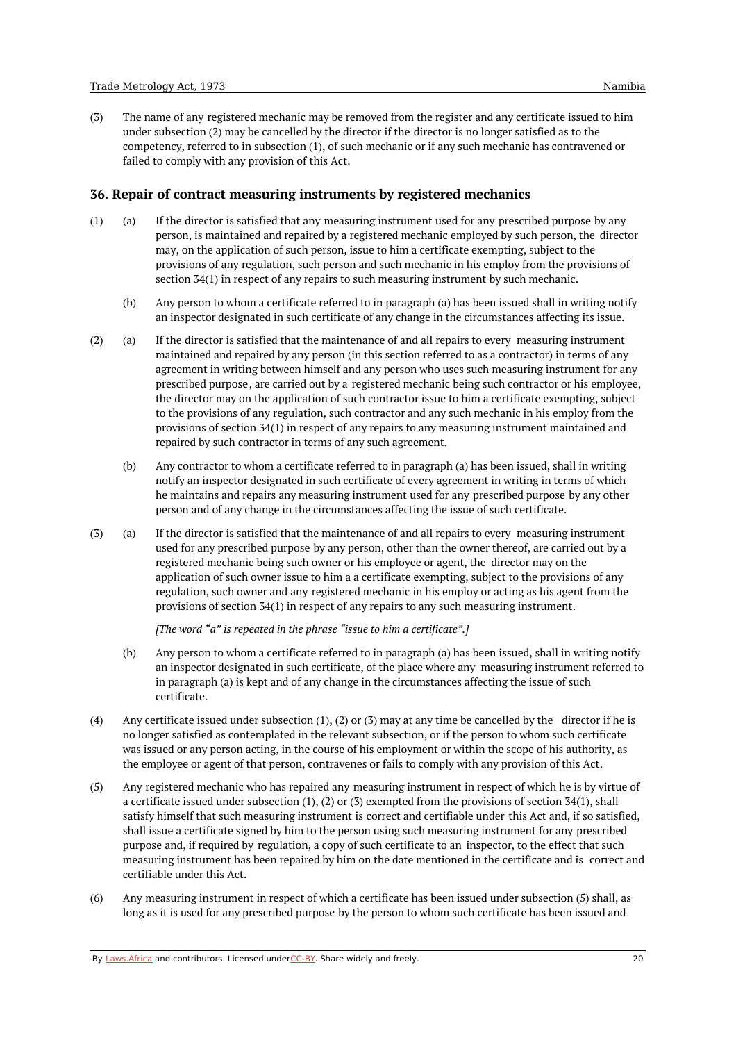(3) The name of any registered mechanic may be removed from the register and any certificate issued to him under subsection (2) may be cancelled by the director if the director is no longer satisfied as to the competency, referred to in subsection (1), of such mechanic or if any such mechanic has contravened or failed to comply with any provision of this Act.

## 36. Repair of contract measuring instruments by registered mechanics

(1) (a) If the director is satisfied that any measuring instrument used for any prescribed purpose by any person, is maintained and repaired by a registered mechanic employed by such person, the director may, on the application of such person, issue to him a certificate exempting, subject to the provisions of any regulation, such person and such mechanic in his employ from the provisions of section 34(1) in respect of any repairs to such measuring instrument by such mechanic.

(b) Any person to whom a certificate referred to in paragraph (a) has been issued shall in writing notify an inspector designated in such certificate of any change in the circumstances affecting its issue.

(2) (a) If the director is satisfied that the maintenance of and all repairs to every measuring instrument maintained and repaired by any person (in this section referred to as a contractor) in terms of any agreement in writing between himself and any person who uses such measuring instrument for any prescribed purpose, are carried out by a registered mechanic being such contractor or his employee, the director may on the application of such contractor issue to him a certificate exempting, subject to the provisions of any regulation, such contractor and any such mechanic in his employ from the provisions of section 34(1) in respect of any repairs to any measuring instrument maintained and repaired by such contractor in terms of any such agreement.

(b) Any contractor to whom a certificate referred to in paragraph (a) has been issued, shall in writing notify an inspector designated in such certificate of every agreement in writing in terms of which he maintains and repairs any measuring instrument used for any prescribed purpose by any other person and of any change in the circumstances affecting the issue of such certificate.

(3) (a) If the director is satisfied that the maintenance of and all repairs to every measuring instrument used for any prescribed purpose by any person, other than the owner thereof, are carried out by a registered mechanic being such owner or his employee or agent, the director may on the application of such owner issue to him a a certificate exempting, subject to the provisions of any regulation, such owner and any registered mechanic in his employ or acting as his agent from the provisions of section 34(1) in respect of any repairs to any such measuring instrument.

*[The word "a" is repeated in the phrase "issue to him a certificate".]*

(b) Any person to whom a certificate referred to in paragraph (a) has been issued, shall in writing notify an inspector designated in such certificate, of the place where any measuring instrument referred to in paragraph (a) is kept and of any change in the circumstances affecting the issue of such certificate.

(4) Any certificate issued under subsection (1), (2) or (3) may at any time be cancelled by the director if he is no longer satisfied as contemplated in the relevant subsection, or if the person to whom such certificate was issued or any person acting, in the course of his employment or within the scope of his authority, as the employee or agent of that person, contravenes or fails to comply with any provision of this Act.

(5) Any registered mechanic who has repaired any measuring instrument in respect of which he is by virtue of a certificate issued under subsection (1), (2) or (3) exempted from the provisions of section 34(1), shall satisfy himself that such measuring instrument is correct and certifiable under this Act and, if so satisfied, shall issue a certificate signed by him to the person using such measuring instrument for any prescribed purpose and, if required by regulation, a copy of such certificate to an inspector, to the effect that such measuring instrument has been repaired by him on the date mentioned in the certificate and is correct and certifiable under this Act.

(6) Any measuring instrument in respect of which a certificate has been issued under subsection (5) shall, as long as it is used for any prescribed purpose by the person to whom such certificate has been issued and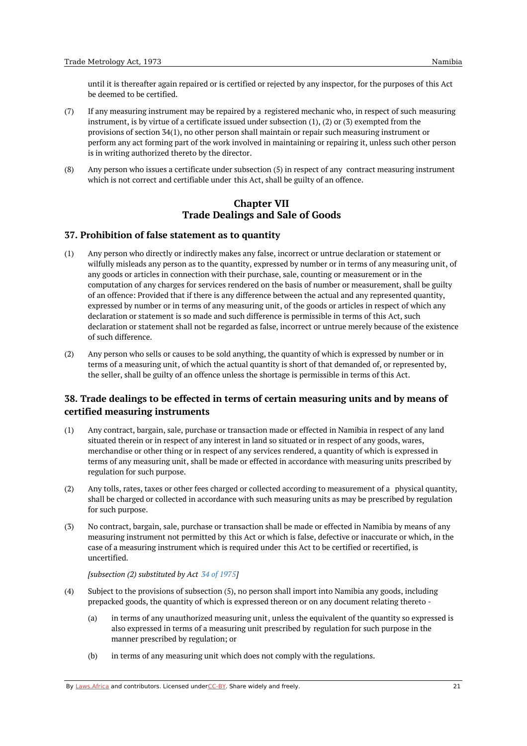until it is thereafter again repaired or is certified or rejected by any inspector, for the purposes of this Act be deemed to be certified.

(7) If any measuring instrument may be repaired by a registered mechanic who, in respect of such measuring instrument, is by virtue of a certificate issued under subsection (1), (2) or (3) exempted from the provisions of section 34(1), no other person shall maintain or repair such measuring instrument or perform any act forming part of the work involved in maintaining or repairing it, unless such other person is in writing authorized thereto by the director.

(8) Any person who issues a certificate under subsection (5) in respect of any contract measuring instrument which is not correct and certifiable under this Act, shall be guilty of an offence.

## Chapter VII
## Trade Dealings and Sale of Goods

### 37. Prohibition of false statement as to quantity

(1) Any person who directly or indirectly makes any false, incorrect or untrue declaration or statement or wilfully misleads any person as to the quantity, expressed by number or in terms of any measuring unit, of any goods or articles in connection with their purchase, sale, counting or measurement or in the computation of any charges for services rendered on the basis of number or measurement, shall be guilty of an offence: Provided that if there is any difference between the actual and any represented quantity, expressed by number or in terms of any measuring unit, of the goods or articles in respect of which any declaration or statement is so made and such difference is permissible in terms of this Act, such declaration or statement shall not be regarded as false, incorrect or untrue merely because of the existence of such difference.

(2) Any person who sells or causes to be sold anything, the quantity of which is expressed by number or in terms of a measuring unit, of which the actual quantity is short of that demanded of, or represented by, the seller, shall be guilty of an offence unless the shortage is permissible in terms of this Act.

### 38. Trade dealings to be effected in terms of certain measuring units and by means of certified measuring instruments

(1) Any contract, bargain, sale, purchase or transaction made or effected in Namibia in respect of any land situated therein or in respect of any interest in land so situated or in respect of any goods, wares, merchandise or other thing or in respect of any services rendered, a quantity of which is expressed in terms of any measuring unit, shall be made or effected in accordance with measuring units prescribed by regulation for such purpose.

(2) Any tolls, rates, taxes or other fees charged or collected according to measurement of a physical quantity, shall be charged or collected in accordance with such measuring units as may be prescribed by regulation for such purpose.

(3) No contract, bargain, sale, purchase or transaction shall be made or effected in Namibia by means of any measuring instrument not permitted by this Act or which is false, defective or inaccurate or which, in the case of a measuring instrument which is required under this Act to be certified or recertified, is uncertified.

*[subsection (2) substituted by Act 34 of 1975]*

(4) Subject to the provisions of subsection (5), no person shall import into Namibia any goods, including prepacked goods, the quantity of which is expressed thereon or on any document relating thereto -

  (a) in terms of any unauthorized measuring unit, unless the equivalent of the quantity so expressed is also expressed in terms of a measuring unit prescribed by regulation for such purpose in the manner prescribed by regulation; or

  (b) in terms of any measuring unit which does not comply with the regulations.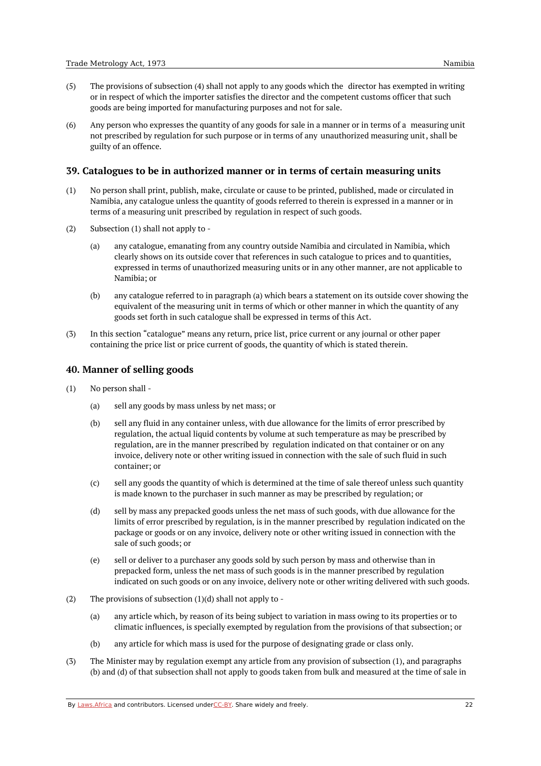(5) The provisions of subsection (4) shall not apply to any goods which the director has exempted in writing or in respect of which the importer satisfies the director and the competent customs officer that such goods are being imported for manufacturing purposes and not for sale.

(6) Any person who expresses the quantity of any goods for sale in a manner or in terms of a measuring unit not prescribed by regulation for such purpose or in terms of any unauthorized measuring unit, shall be guilty of an offence.

## 39. Catalogues to be in authorized manner or in terms of certain measuring units

(1) No person shall print, publish, make, circulate or cause to be printed, published, made or circulated in Namibia, any catalogue unless the quantity of goods referred to therein is expressed in a manner or in terms of a measuring unit prescribed by regulation in respect of such goods.

(2) Subsection (1) shall not apply to -

(a) any catalogue, emanating from any country outside Namibia and circulated in Namibia, which clearly shows on its outside cover that references in such catalogue to prices and to quantities, expressed in terms of unauthorized measuring units or in any other manner, are not applicable to Namibia; or

(b) any catalogue referred to in paragraph (a) which bears a statement on its outside cover showing the equivalent of the measuring unit in terms of which or other manner in which the quantity of any goods set forth in such catalogue shall be expressed in terms of this Act.

(3) In this section "catalogue" means any return, price list, price current or any journal or other paper containing the price list or price current of goods, the quantity of which is stated therein.

## 40. Manner of selling goods

(1) No person shall -

(a) sell any goods by mass unless by net mass; or

(b) sell any fluid in any container unless, with due allowance for the limits of error prescribed by regulation, the actual liquid contents by volume at such temperature as may be prescribed by regulation, are in the manner prescribed by regulation indicated on that container or on any invoice, delivery note or other writing issued in connection with the sale of such fluid in such container; or

(c) sell any goods the quantity of which is determined at the time of sale thereof unless such quantity is made known to the purchaser in such manner as may be prescribed by regulation; or

(d) sell by mass any prepacked goods unless the net mass of such goods, with due allowance for the limits of error prescribed by regulation, is in the manner prescribed by regulation indicated on the package or goods or on any invoice, delivery note or other writing issued in connection with the sale of such goods; or

(e) sell or deliver to a purchaser any goods sold by such person by mass and otherwise than in prepacked form, unless the net mass of such goods is in the manner prescribed by regulation indicated on such goods or on any invoice, delivery note or other writing delivered with such goods.

(2) The provisions of subsection (1)(d) shall not apply to -

(a) any article which, by reason of its being subject to variation in mass owing to its properties or to climatic influences, is specially exempted by regulation from the provisions of that subsection; or

(b) any article for which mass is used for the purpose of designating grade or class only.

(3) The Minister may by regulation exempt any article from any provision of subsection (1), and paragraphs (b) and (d) of that subsection shall not apply to goods taken from bulk and measured at the time of sale in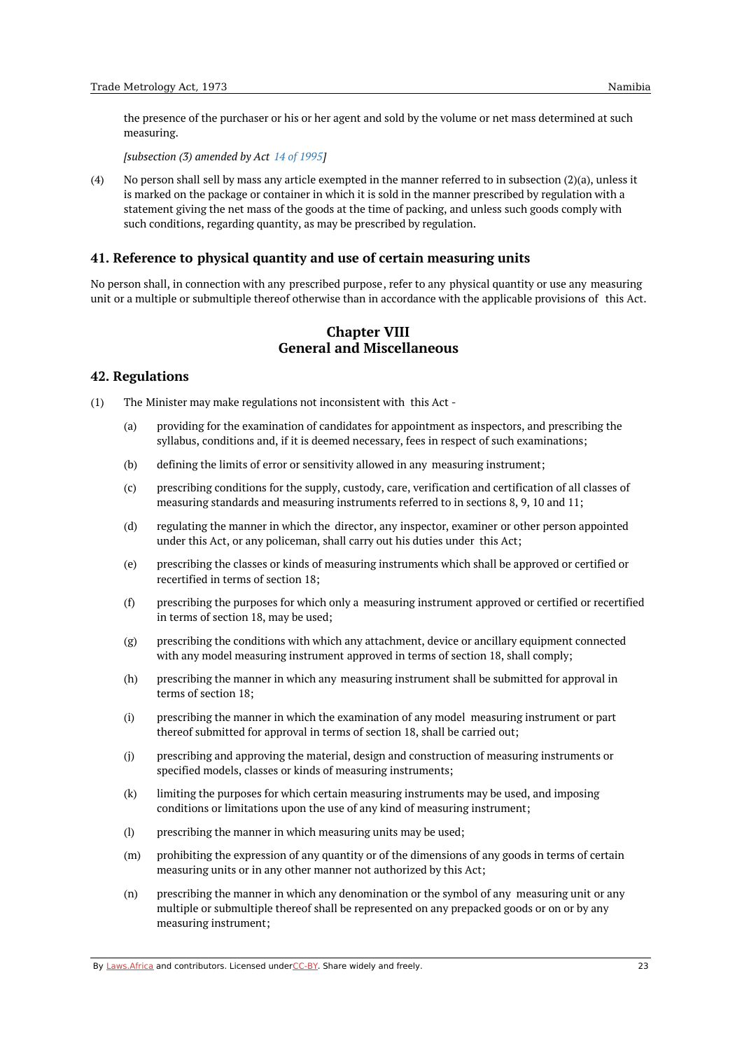the presence of the purchaser or his or her agent and sold by the volume or net mass determined at such measuring.

*[subsection (3) amended by Act 14 of 1995]*

(4) No person shall sell by mass any article exempted in the manner referred to in subsection (2)(a), unless it is marked on the package or container in which it is sold in the manner prescribed by regulation with a statement giving the net mass of the goods at the time of packing, and unless such goods comply with such conditions, regarding quantity, as may be prescribed by regulation.

### 41. Reference to physical quantity and use of certain measuring units

No person shall, in connection with any prescribed purpose, refer to any physical quantity or use any measuring unit or a multiple or submultiple thereof otherwise than in accordance with the applicable provisions of this Act.

## Chapter VIII
## General and Miscellaneous

### 42. Regulations

(1) The Minister may make regulations not inconsistent with this Act -

(a) providing for the examination of candidates for appointment as inspectors, and prescribing the syllabus, conditions and, if it is deemed necessary, fees in respect of such examinations;

(b) defining the limits of error or sensitivity allowed in any measuring instrument;

(c) prescribing conditions for the supply, custody, care, verification and certification of all classes of measuring standards and measuring instruments referred to in sections 8, 9, 10 and 11;

(d) regulating the manner in which the director, any inspector, examiner or other person appointed under this Act, or any policeman, shall carry out his duties under this Act;

(e) prescribing the classes or kinds of measuring instruments which shall be approved or certified or recertified in terms of section 18;

(f) prescribing the purposes for which only a measuring instrument approved or certified or recertified in terms of section 18, may be used;

(g) prescribing the conditions with which any attachment, device or ancillary equipment connected with any model measuring instrument approved in terms of section 18, shall comply;

(h) prescribing the manner in which any measuring instrument shall be submitted for approval in terms of section 18;

(i) prescribing the manner in which the examination of any model measuring instrument or part thereof submitted for approval in terms of section 18, shall be carried out;

(j) prescribing and approving the material, design and construction of measuring instruments or specified models, classes or kinds of measuring instruments;

(k) limiting the purposes for which certain measuring instruments may be used, and imposing conditions or limitations upon the use of any kind of measuring instrument;

(l) prescribing the manner in which measuring units may be used;

(m) prohibiting the expression of any quantity or of the dimensions of any goods in terms of certain measuring units or in any other manner not authorized by this Act;

(n) prescribing the manner in which any denomination or the symbol of any measuring unit or any multiple or submultiple thereof shall be represented on any prepacked goods or on or by any measuring instrument;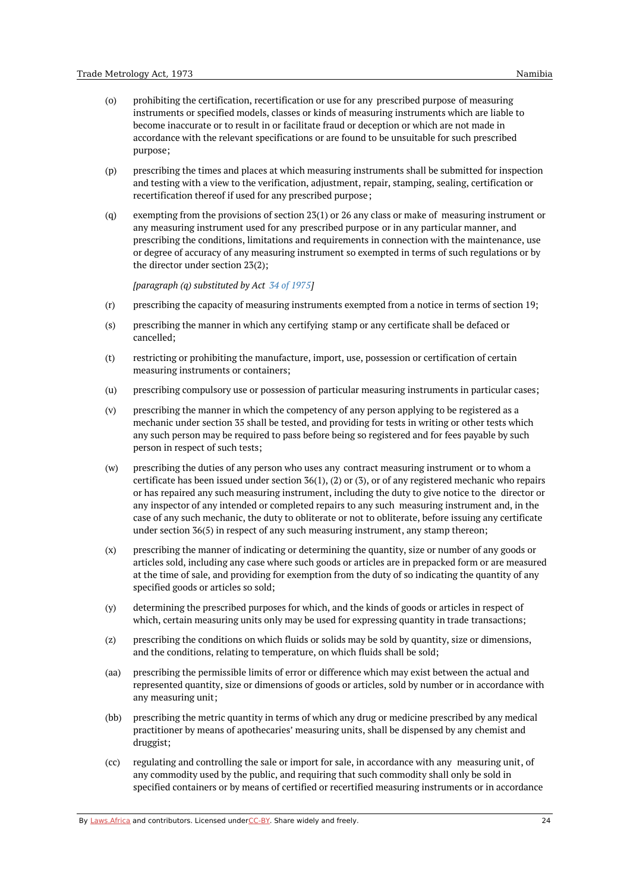(o) prohibiting the certification, recertification or use for any prescribed purpose of measuring instruments or specified models, classes or kinds of measuring instruments which are liable to become inaccurate or to result in or facilitate fraud or deception or which are not made in accordance with the relevant specifications or are found to be unsuitable for such prescribed purpose;

(p) prescribing the times and places at which measuring instruments shall be submitted for inspection and testing with a view to the verification, adjustment, repair, stamping, sealing, certification or recertification thereof if used for any prescribed purpose;

(q) exempting from the provisions of section 23(1) or 26 any class or make of measuring instrument or any measuring instrument used for any prescribed purpose or in any particular manner, and prescribing the conditions, limitations and requirements in connection with the maintenance, use or degree of accuracy of any measuring instrument so exempted in terms of such regulations or by the director under section 23(2);

*[paragraph (q) substituted by Act 34 of 1975]*

(r) prescribing the capacity of measuring instruments exempted from a notice in terms of section 19;

(s) prescribing the manner in which any certifying stamp or any certificate shall be defaced or cancelled;

(t) restricting or prohibiting the manufacture, import, use, possession or certification of certain measuring instruments or containers;

(u) prescribing compulsory use or possession of particular measuring instruments in particular cases;

(v) prescribing the manner in which the competency of any person applying to be registered as a mechanic under section 35 shall be tested, and providing for tests in writing or other tests which any such person may be required to pass before being so registered and for fees payable by such person in respect of such tests;

(w) prescribing the duties of any person who uses any contract measuring instrument or to whom a certificate has been issued under section 36(1), (2) or (3), or of any registered mechanic who repairs or has repaired any such measuring instrument, including the duty to give notice to the director or any inspector of any intended or completed repairs to any such measuring instrument and, in the case of any such mechanic, the duty to obliterate or not to obliterate, before issuing any certificate under section 36(5) in respect of any such measuring instrument, any stamp thereon;

(x) prescribing the manner of indicating or determining the quantity, size or number of any goods or articles sold, including any case where such goods or articles are in prepacked form or are measured at the time of sale, and providing for exemption from the duty of so indicating the quantity of any specified goods or articles so sold;

(y) determining the prescribed purposes for which, and the kinds of goods or articles in respect of which, certain measuring units only may be used for expressing quantity in trade transactions;

(z) prescribing the conditions on which fluids or solids may be sold by quantity, size or dimensions, and the conditions, relating to temperature, on which fluids shall be sold;

(aa) prescribing the permissible limits of error or difference which may exist between the actual and represented quantity, size or dimensions of goods or articles, sold by number or in accordance with any measuring unit;

(bb) prescribing the metric quantity in terms of which any drug or medicine prescribed by any medical practitioner by means of apothecaries' measuring units, shall be dispensed by any chemist and druggist;

(cc) regulating and controlling the sale or import for sale, in accordance with any measuring unit, of any commodity used by the public, and requiring that such commodity shall only be sold in specified containers or by means of certified or recertified measuring instruments or in accordance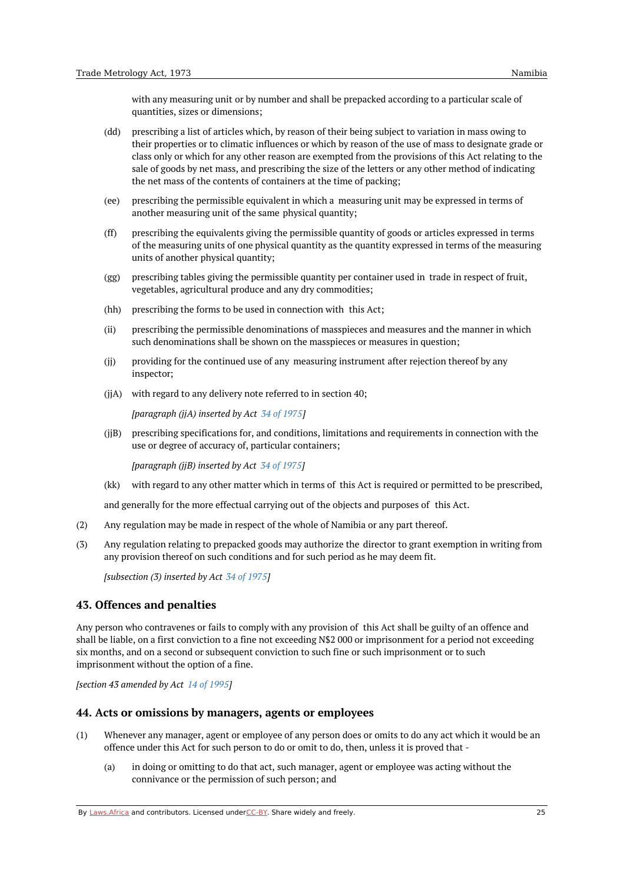with any measuring unit or by number and shall be prepacked according to a particular scale of quantities, sizes or dimensions;

(dd) prescribing a list of articles which, by reason of their being subject to variation in mass owing to their properties or to climatic influences or which by reason of the use of mass to designate grade or class only or which for any other reason are exempted from the provisions of this Act relating to the sale of goods by net mass, and prescribing the size of the letters or any other method of indicating the net mass of the contents of containers at the time of packing;

(ee) prescribing the permissible equivalent in which a measuring unit may be expressed in terms of another measuring unit of the same physical quantity;

(ff) prescribing the equivalents giving the permissible quantity of goods or articles expressed in terms of the measuring units of one physical quantity as the quantity expressed in terms of the measuring units of another physical quantity;

(gg) prescribing tables giving the permissible quantity per container used in trade in respect of fruit, vegetables, agricultural produce and any dry commodities;

(hh) prescribing the forms to be used in connection with this Act;

(ii) prescribing the permissible denominations of masspieces and measures and the manner in which such denominations shall be shown on the masspieces or measures in question;

(jj) providing for the continued use of any measuring instrument after rejection thereof by any inspector;

(jjA) with regard to any delivery note referred to in section 40;

*[paragraph (jjA) inserted by Act 34 of 1975]*

(jjB) prescribing specifications for, and conditions, limitations and requirements in connection with the use or degree of accuracy of, particular containers;

*[paragraph (jjB) inserted by Act 34 of 1975]*

(kk) with regard to any other matter which in terms of this Act is required or permitted to be prescribed,

and generally for the more effectual carrying out of the objects and purposes of this Act.

(2) Any regulation may be made in respect of the whole of Namibia or any part thereof.

(3) Any regulation relating to prepacked goods may authorize the director to grant exemption in writing from any provision thereof on such conditions and for such period as he may deem fit.

*[subsection (3) inserted by Act 34 of 1975]*

## 43. Offences and penalties

Any person who contravenes or fails to comply with any provision of this Act shall be guilty of an offence and shall be liable, on a first conviction to a fine not exceeding N$2 000 or imprisonment for a period not exceeding six months, and on a second or subsequent conviction to such fine or such imprisonment or to such imprisonment without the option of a fine.

*[section 43 amended by Act 14 of 1995]*

## 44. Acts or omissions by managers, agents or employees

(1) Whenever any manager, agent or employee of any person does or omits to do any act which it would be an offence under this Act for such person to do or omit to do, then, unless it is proved that -

(a) in doing or omitting to do that act, such manager, agent or employee was acting without the connivance or the permission of such person; and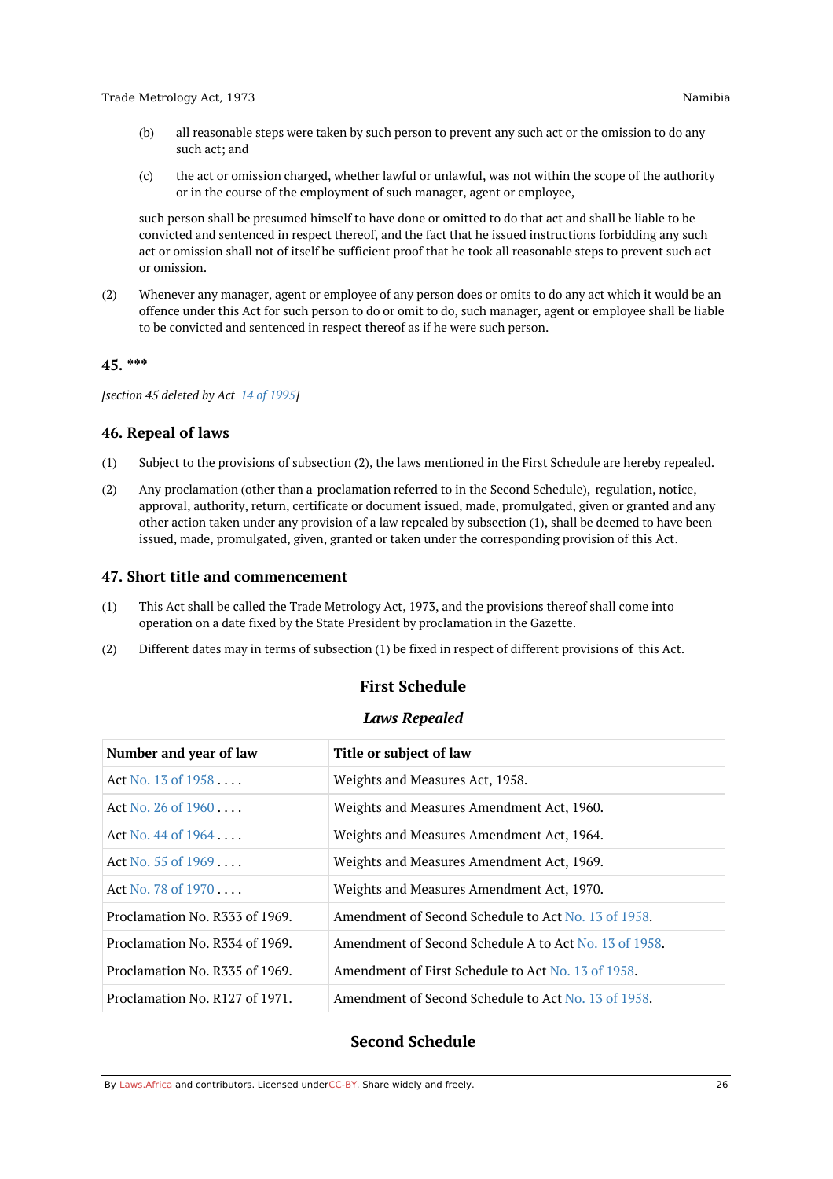(b) all reasonable steps were taken by such person to prevent any such act or the omission to do any such act; and

(c) the act or omission charged, whether lawful or unlawful, was not within the scope of the authority or in the course of the employment of such manager, agent or employee,

such person shall be presumed himself to have done or omitted to do that act and shall be liable to be convicted and sentenced in respect thereof, and the fact that he issued instructions forbidding any such act or omission shall not of itself be sufficient proof that he took all reasonable steps to prevent such act or omission.

(2) Whenever any manager, agent or employee of any person does or omits to do any act which it would be an offence under this Act for such person to do or omit to do, such manager, agent or employee shall be liable to be convicted and sentenced in respect thereof as if he were such person.

### 45. ***

*[section 45 deleted by Act 14 of 1995]*

### 46. Repeal of laws

(1) Subject to the provisions of subsection (2), the laws mentioned in the First Schedule are hereby repealed.

(2) Any proclamation (other than a proclamation referred to in the Second Schedule), regulation, notice, approval, authority, return, certificate or document issued, made, promulgated, given or granted and any other action taken under any provision of a law repealed by subsection (1), shall be deemed to have been issued, made, promulgated, given, granted or taken under the corresponding provision of this Act.

### 47. Short title and commencement

(1) This Act shall be called the Trade Metrology Act, 1973, and the provisions thereof shall come into operation on a date fixed by the State President by proclamation in the Gazette.

(2) Different dates may in terms of subsection (1) be fixed in respect of different provisions of this Act.

## First Schedule

### *Laws Repealed*

| Number and year of law | Title or subject of law |
|---|---|
| Act No. 13 of 1958 . . . . | Weights and Measures Act, 1958. |
| Act No. 26 of 1960 . . . . | Weights and Measures Amendment Act, 1960. |
| Act No. 44 of 1964 . . . . | Weights and Measures Amendment Act, 1964. |
| Act No. 55 of 1969 . . . . | Weights and Measures Amendment Act, 1969. |
| Act No. 78 of 1970 . . . . | Weights and Measures Amendment Act, 1970. |
| Proclamation No. R333 of 1969. | Amendment of Second Schedule to Act No. 13 of 1958. |
| Proclamation No. R334 of 1969. | Amendment of Second Schedule A to Act No. 13 of 1958. |
| Proclamation No. R335 of 1969. | Amendment of First Schedule to Act No. 13 of 1958. |
| Proclamation No. R127 of 1971. | Amendment of Second Schedule to Act No. 13 of 1958. |

## Second Schedule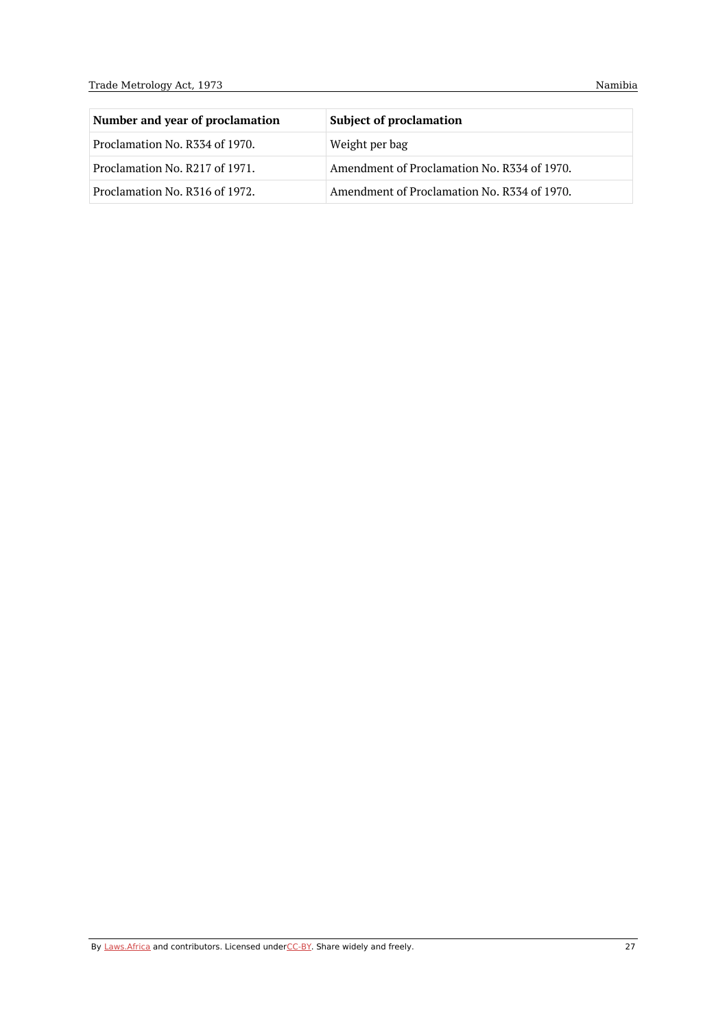| Number and year of proclamation | Subject of proclamation |
| --- | --- |
| Proclamation No. R334 of 1970. | Weight per bag |
| Proclamation No. R217 of 1971. | Amendment of Proclamation No. R334 of 1970. |
| Proclamation No. R316 of 1972. | Amendment of Proclamation No. R334 of 1970. |